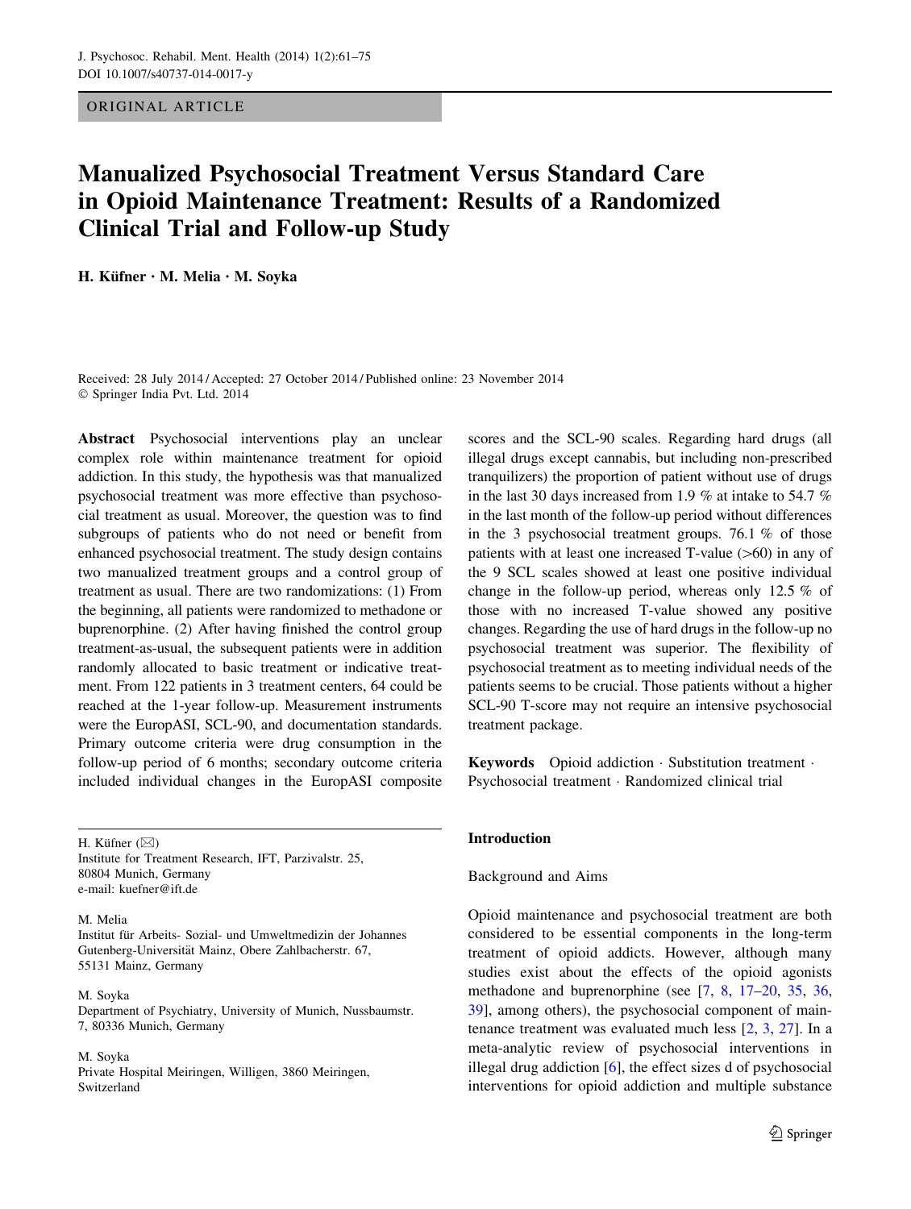ORIGINAL ARTICLE

# Manualized Psychosocial Treatment Versus Standard Care in Opioid Maintenance Treatment: Results of a Randomized Clinical Trial and Follow-up Study

H. Küfner · M. Melia · M. Soyka

Received: 28 July 2014 / Accepted: 27 October 2014 / Published online: 23 November 2014
© Springer India Pvt. Ltd. 2014

**Abstract** Psychosocial interventions play an unclear complex role within maintenance treatment for opioid addiction. In this study, the hypothesis was that manualized psychosocial treatment was more effective than psychosocial treatment as usual. Moreover, the question was to find subgroups of patients who do not need or benefit from enhanced psychosocial treatment. The study design contains two manualized treatment groups and a control group of treatment as usual. There are two randomizations: (1) From the beginning, all patients were randomized to methadone or buprenorphine. (2) After having finished the control group treatment-as-usual, the subsequent patients were in addition randomly allocated to basic treatment or indicative treatment. From 122 patients in 3 treatment centers, 64 could be reached at the 1-year follow-up. Measurement instruments were the EuropASI, SCL-90, and documentation standards. Primary outcome criteria were drug consumption in the follow-up period of 6 months; secondary outcome criteria included individual changes in the EuropASI composite scores and the SCL-90 scales. Regarding hard drugs (all illegal drugs except cannabis, but including non-prescribed tranquilizers) the proportion of patient without use of drugs in the last 30 days increased from 1.9 % at intake to 54.7 % in the last month of the follow-up period without differences in the 3 psychosocial treatment groups. 76.1 % of those patients with at least one increased T-value (>60) in any of the 9 SCL scales showed at least one positive individual change in the follow-up period, whereas only 12.5 % of those with no increased T-value showed any positive changes. Regarding the use of hard drugs in the follow-up no psychosocial treatment was superior. The flexibility of psychosocial treatment as to meeting individual needs of the patients seems to be crucial. Those patients without a higher SCL-90 T-score may not require an intensive psychosocial treatment package.

**Keywords** Opioid addiction · Substitution treatment · Psychosocial treatment · Randomized clinical trial

H. Küfner (✉)
Institute for Treatment Research, IFT, Parzivalstr. 25, 80804 Munich, Germany
e-mail: kuefner@ift.de

M. Melia
Institut für Arbeits- Sozial- und Umweltmedizin der Johannes Gutenberg-Universität Mainz, Obere Zahlbacherstr. 67, 55131 Mainz, Germany

M. Soyka
Department of Psychiatry, University of Munich, Nussbaumstr. 7, 80336 Munich, Germany

M. Soyka
Private Hospital Meiringen, Willigen, 3860 Meiringen, Switzerland

## Introduction

### Background and Aims

Opioid maintenance and psychosocial treatment are both considered to be essential components in the long-term treatment of opioid addicts. However, although many studies exist about the effects of the opioid agonists methadone and buprenorphine (see [7, 8, 17–20, 35, 36, 39], among others), the psychosocial component of maintenance treatment was evaluated much less [2, 3, 27]. In a meta-analytic review of psychosocial interventions in illegal drug addiction [6], the effect sizes d of psychosocial interventions for opioid addiction and multiple substance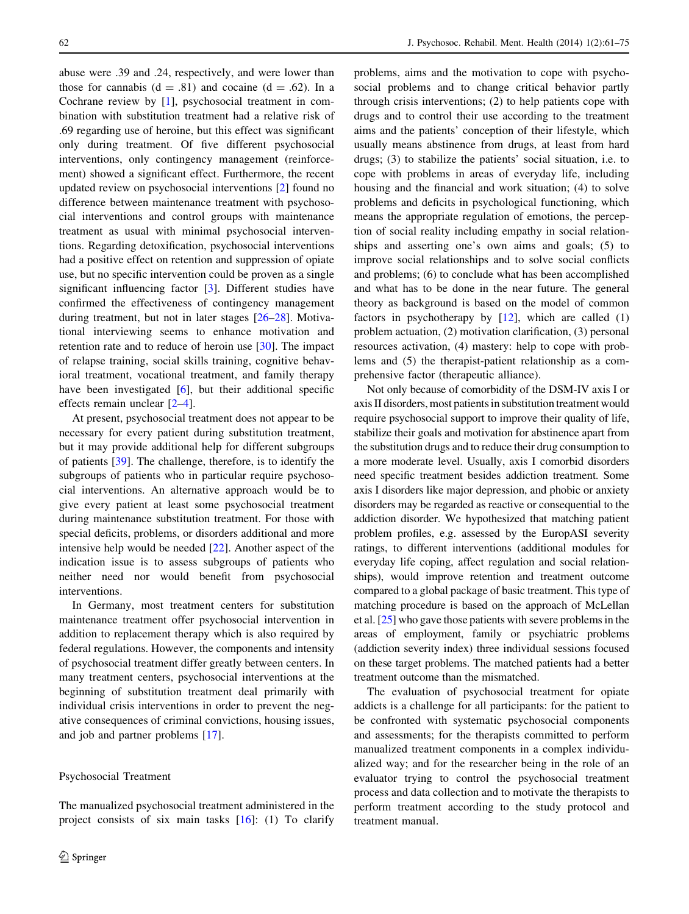abuse were .39 and .24, respectively, and were lower than those for cannabis ($d = .81$) and cocaine ($d = .62$). In a Cochrane review by [1], psychosocial treatment in combination with substitution treatment had a relative risk of .69 regarding use of heroine, but this effect was significant only during treatment. Of five different psychosocial interventions, only contingency management (reinforcement) showed a significant effect. Furthermore, the recent updated review on psychosocial interventions [2] found no difference between maintenance treatment with psychosocial interventions and control groups with maintenance treatment as usual with minimal psychosocial interventions. Regarding detoxification, psychosocial interventions had a positive effect on retention and suppression of opiate use, but no specific intervention could be proven as a single significant influencing factor [3]. Different studies have confirmed the effectiveness of contingency management during treatment, but not in later stages [26–28]. Motivational interviewing seems to enhance motivation and retention rate and to reduce of heroin use [30]. The impact of relapse training, social skills training, cognitive behavioral treatment, vocational treatment, and family therapy have been investigated [6], but their additional specific effects remain unclear [2–4].

At present, psychosocial treatment does not appear to be necessary for every patient during substitution treatment, but it may provide additional help for different subgroups of patients [39]. The challenge, therefore, is to identify the subgroups of patients who in particular require psychosocial interventions. An alternative approach would be to give every patient at least some psychosocial treatment during maintenance substitution treatment. For those with special deficits, problems, or disorders additional and more intensive help would be needed [22]. Another aspect of the indication issue is to assess subgroups of patients who neither need nor would benefit from psychosocial interventions.

In Germany, most treatment centers for substitution maintenance treatment offer psychosocial intervention in addition to replacement therapy which is also required by federal regulations. However, the components and intensity of psychosocial treatment differ greatly between centers. In many treatment centers, psychosocial interventions at the beginning of substitution treatment deal primarily with individual crisis interventions in order to prevent the negative consequences of criminal convictions, housing issues, and job and partner problems [17].

## Psychosocial Treatment

The manualized psychosocial treatment administered in the project consists of six main tasks [16]: (1) To clarify problems, aims and the motivation to cope with psychosocial problems and to change critical behavior partly through crisis interventions; (2) to help patients cope with drugs and to control their use according to the treatment aims and the patients' conception of their lifestyle, which usually means abstinence from drugs, at least from hard drugs; (3) to stabilize the patients' social situation, i.e. to cope with problems in areas of everyday life, including housing and the financial and work situation; (4) to solve problems and deficits in psychological functioning, which means the appropriate regulation of emotions, the perception of social reality including empathy in social relationships and asserting one's own aims and goals; (5) to improve social relationships and to solve social conflicts and problems; (6) to conclude what has been accomplished and what has to be done in the near future. The general theory as background is based on the model of common factors in psychotherapy by [12], which are called (1) problem actuation, (2) motivation clarification, (3) personal resources activation, (4) mastery: help to cope with problems and (5) the therapist-patient relationship as a comprehensive factor (therapeutic alliance).

Not only because of comorbidity of the DSM-IV axis I or axis II disorders, most patients in substitution treatment would require psychosocial support to improve their quality of life, stabilize their goals and motivation for abstinence apart from the substitution drugs and to reduce their drug consumption to a more moderate level. Usually, axis I comorbid disorders need specific treatment besides addiction treatment. Some axis I disorders like major depression, and phobic or anxiety disorders may be regarded as reactive or consequential to the addiction disorder. We hypothesized that matching patient problem profiles, e.g. assessed by the EuropASI severity ratings, to different interventions (additional modules for everyday life coping, affect regulation and social relationships), would improve retention and treatment outcome compared to a global package of basic treatment. This type of matching procedure is based on the approach of McLellan et al. [25] who gave those patients with severe problems in the areas of employment, family or psychiatric problems (addiction severity index) three individual sessions focused on these target problems. The matched patients had a better treatment outcome than the mismatched.

The evaluation of psychosocial treatment for opiate addicts is a challenge for all participants: for the patient to be confronted with systematic psychosocial components and assessments; for the therapists committed to perform manualized treatment components in a complex individualized way; and for the researcher being in the role of an evaluator trying to control the psychosocial treatment process and data collection and to motivate the therapists to perform treatment according to the study protocol and treatment manual.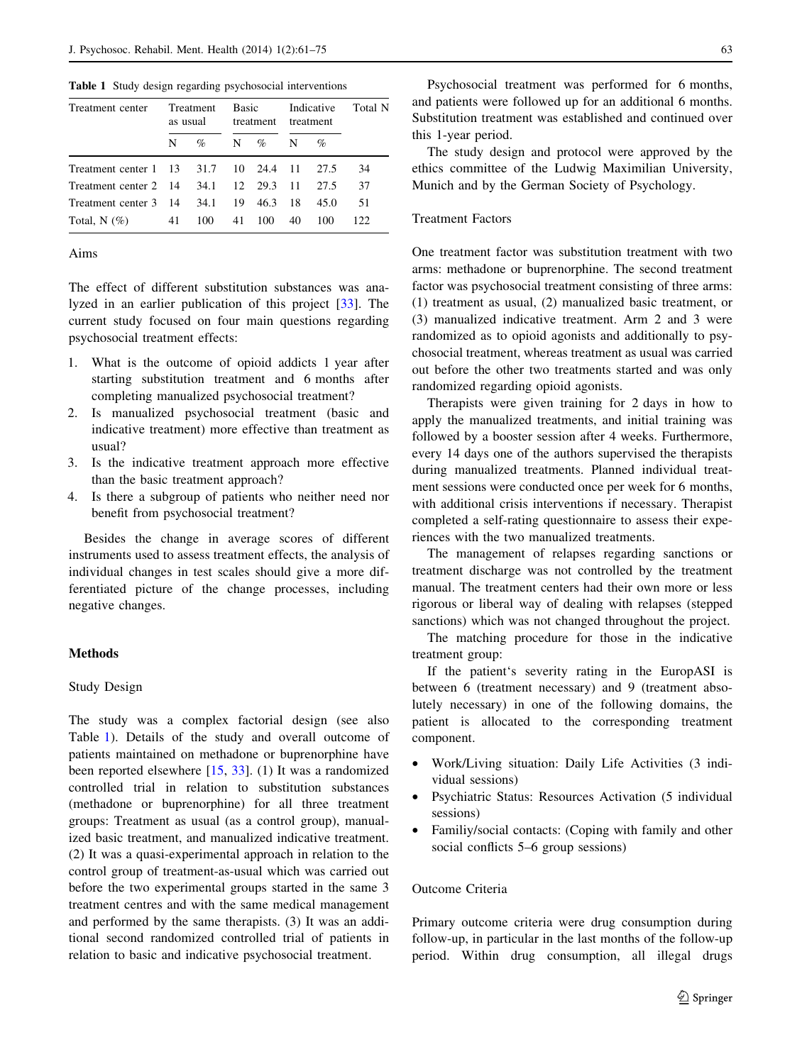**Table 1** Study design regarding psychosocial interventions

| Treatment center | Treatment as usual | | Basic treatment | | Indicative treatment | | Total N |
|---|---|---|---|---|---|---|---|
| | N | % | N | % | N | % | |
| Treatment center 1 | 13 | 31.7 | 10 | 24.4 | 11 | 27.5 | 34 |
| Treatment center 2 | 14 | 34.1 | 12 | 29.3 | 11 | 27.5 | 37 |
| Treatment center 3 | 14 | 34.1 | 19 | 46.3 | 18 | 45.0 | 51 |
| Total, N (%) | 41 | 100 | 41 | 100 | 40 | 100 | 122 |

### Aims

The effect of different substitution substances was analyzed in an earlier publication of this project [33]. The current study focused on four main questions regarding psychosocial treatment effects:

1. What is the outcome of opioid addicts 1 year after starting substitution treatment and 6 months after completing manualized psychosocial treatment?
2. Is manualized psychosocial treatment (basic and indicative treatment) more effective than treatment as usual?
3. Is the indicative treatment approach more effective than the basic treatment approach?
4. Is there a subgroup of patients who neither need nor benefit from psychosocial treatment?

Besides the change in average scores of different instruments used to assess treatment effects, the analysis of individual changes in test scales should give a more differentiated picture of the change processes, including negative changes.

## Methods

### Study Design

The study was a complex factorial design (see also Table 1). Details of the study and overall outcome of patients maintained on methadone or buprenorphine have been reported elsewhere [15, 33]. (1) It was a randomized controlled trial in relation to substitution substances (methadone or buprenorphine) for all three treatment groups: Treatment as usual (as a control group), manualized basic treatment, and manualized indicative treatment. (2) It was a quasi-experimental approach in relation to the control group of treatment-as-usual which was carried out before the two experimental groups started in the same 3 treatment centres and with the same medical management and performed by the same therapists. (3) It was an additional second randomized controlled trial of patients in relation to basic and indicative psychosocial treatment.

Psychosocial treatment was performed for 6 months, and patients were followed up for an additional 6 months. Substitution treatment was established and continued over this 1-year period.

The study design and protocol were approved by the ethics committee of the Ludwig Maximilian University, Munich and by the German Society of Psychology.

### Treatment Factors

One treatment factor was substitution treatment with two arms: methadone or buprenorphine. The second treatment factor was psychosocial treatment consisting of three arms: (1) treatment as usual, (2) manualized basic treatment, or (3) manualized indicative treatment. Arm 2 and 3 were randomized as to opioid agonists and additionally to psychosocial treatment, whereas treatment as usual was carried out before the other two treatments started and was only randomized regarding opioid agonists.

Therapists were given training for 2 days in how to apply the manualized treatments, and initial training was followed by a booster session after 4 weeks. Furthermore, every 14 days one of the authors supervised the therapists during manualized treatments. Planned individual treatment sessions were conducted once per week for 6 months, with additional crisis interventions if necessary. Therapist completed a self-rating questionnaire to assess their experiences with the two manualized treatments.

The management of relapses regarding sanctions or treatment discharge was not controlled by the treatment manual. The treatment centers had their own more or less rigorous or liberal way of dealing with relapses (stepped sanctions) which was not changed throughout the project.

The matching procedure for those in the indicative treatment group:

If the patient‘s severity rating in the EuropASI is between 6 (treatment necessary) and 9 (treatment absolutely necessary) in one of the following domains, the patient is allocated to the corresponding treatment component.

- Work/Living situation: Daily Life Activities (3 individual sessions)
- Psychiatric Status: Resources Activation (5 individual sessions)
- Familiy/social contacts: (Coping with family and other social conflicts 5–6 group sessions)

### Outcome Criteria

Primary outcome criteria were drug consumption during follow-up, in particular in the last months of the follow-up period. Within drug consumption, all illegal drugs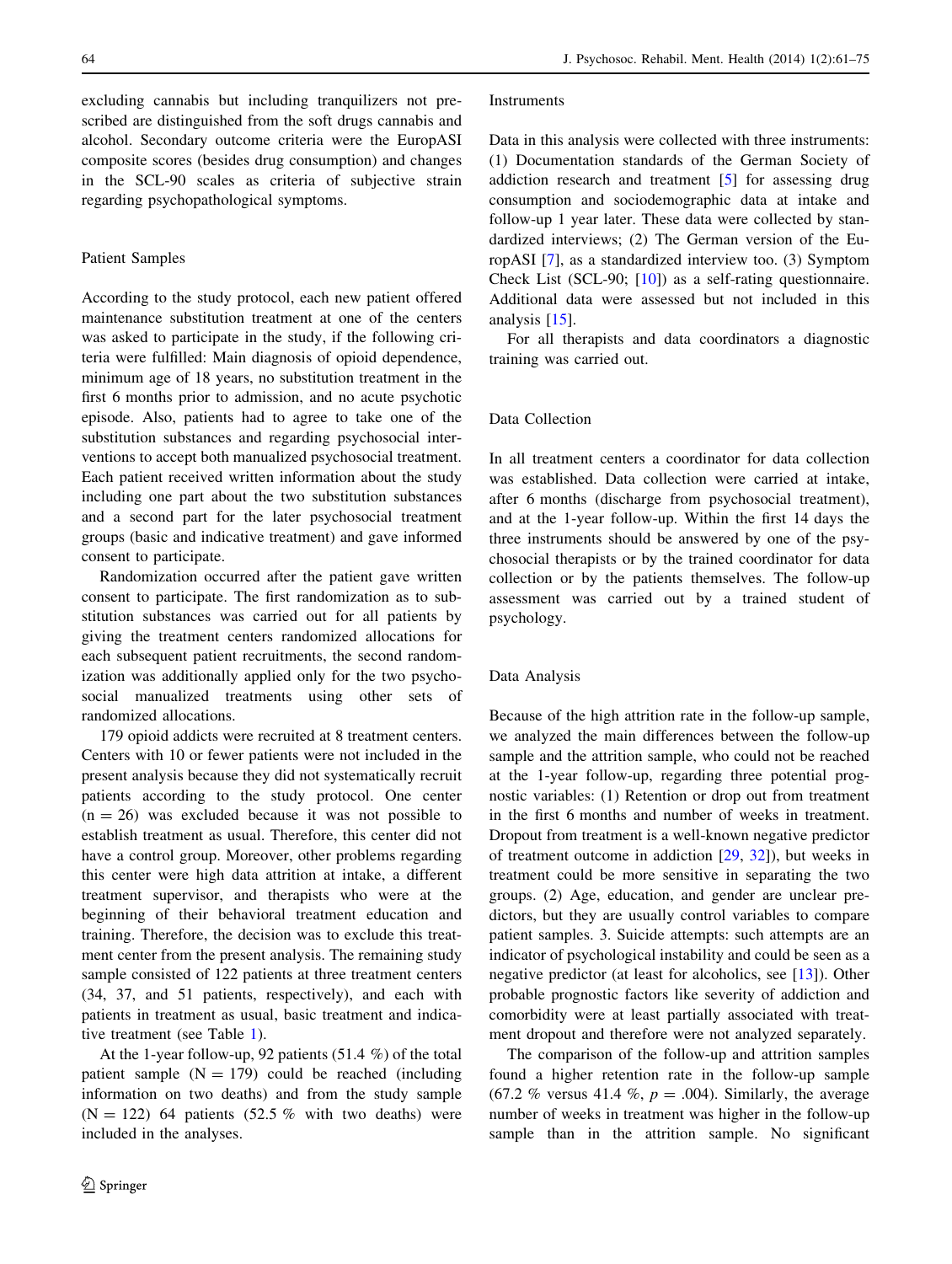excluding cannabis but including tranquilizers not prescribed are distinguished from the soft drugs cannabis and alcohol. Secondary outcome criteria were the EuropASI composite scores (besides drug consumption) and changes in the SCL-90 scales as criteria of subjective strain regarding psychopathological symptoms.

### Patient Samples

According to the study protocol, each new patient offered maintenance substitution treatment at one of the centers was asked to participate in the study, if the following criteria were fulfilled: Main diagnosis of opioid dependence, minimum age of 18 years, no substitution treatment in the first 6 months prior to admission, and no acute psychotic episode. Also, patients had to agree to take one of the substitution substances and regarding psychosocial interventions to accept both manualized psychosocial treatment. Each patient received written information about the study including one part about the two substitution substances and a second part for the later psychosocial treatment groups (basic and indicative treatment) and gave informed consent to participate.

Randomization occurred after the patient gave written consent to participate. The first randomization as to substitution substances was carried out for all patients by giving the treatment centers randomized allocations for each subsequent patient recruitments, the second randomization was additionally applied only for the two psychosocial manualized treatments using other sets of randomized allocations.

179 opioid addicts were recruited at 8 treatment centers. Centers with 10 or fewer patients were not included in the present analysis because they did not systematically recruit patients according to the study protocol. One center (n = 26) was excluded because it was not possible to establish treatment as usual. Therefore, this center did not have a control group. Moreover, other problems regarding this center were high data attrition at intake, a different treatment supervisor, and therapists who were at the beginning of their behavioral treatment education and training. Therefore, the decision was to exclude this treatment center from the present analysis. The remaining study sample consisted of 122 patients at three treatment centers (34, 37, and 51 patients, respectively), and each with patients in treatment as usual, basic treatment and indicative treatment (see Table 1).

At the 1-year follow-up, 92 patients (51.4 %) of the total patient sample (N = 179) could be reached (including information on two deaths) and from the study sample (N = 122) 64 patients (52.5 % with two deaths) were included in the analyses.

### Instruments

Data in this analysis were collected with three instruments: (1) Documentation standards of the German Society of addiction research and treatment [5] for assessing drug consumption and sociodemographic data at intake and follow-up 1 year later. These data were collected by standardized interviews; (2) The German version of the EuropASI [7], as a standardized interview too. (3) Symptom Check List (SCL-90; [10]) as a self-rating questionnaire. Additional data were assessed but not included in this analysis [15].

For all therapists and data coordinators a diagnostic training was carried out.

### Data Collection

In all treatment centers a coordinator for data collection was established. Data collection were carried at intake, after 6 months (discharge from psychosocial treatment), and at the 1-year follow-up. Within the first 14 days the three instruments should be answered by one of the psychosocial therapists or by the trained coordinator for data collection or by the patients themselves. The follow-up assessment was carried out by a trained student of psychology.

### Data Analysis

Because of the high attrition rate in the follow-up sample, we analyzed the main differences between the follow-up sample and the attrition sample, who could not be reached at the 1-year follow-up, regarding three potential prognostic variables: (1) Retention or drop out from treatment in the first 6 months and number of weeks in treatment. Dropout from treatment is a well-known negative predictor of treatment outcome in addiction [29, 32]), but weeks in treatment could be more sensitive in separating the two groups. (2) Age, education, and gender are unclear predictors, but they are usually control variables to compare patient samples. 3. Suicide attempts: such attempts are an indicator of psychological instability and could be seen as a negative predictor (at least for alcoholics, see [13]). Other probable prognostic factors like severity of addiction and comorbidity were at least partially associated with treatment dropout and therefore were not analyzed separately.

The comparison of the follow-up and attrition samples found a higher retention rate in the follow-up sample (67.2 % versus 41.4 %, $p = .004$). Similarly, the average number of weeks in treatment was higher in the follow-up sample than in the attrition sample. No significant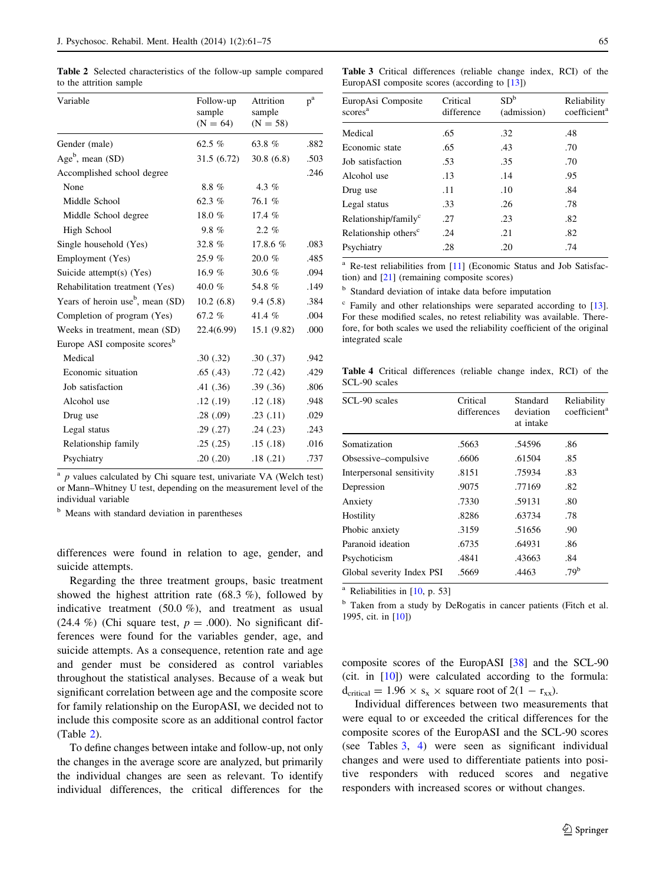**Table 2** Selected characteristics of the follow-up sample compared to the attrition sample

| Variable | Follow-up sample (N = 64) | Attrition sample (N = 58) | p[a] |
|---|---|---|---|
| Gender (male) | 62.5 % | 63.8 % | .882 |
| Age[b], mean (SD) | 31.5 (6.72) | 30.8 (6.8) | .503 |
| Accomplished school degree | | | .246 |
| None | 8.8 % | 4.3 % | |
| Middle School | 62.3 % | 76.1 % | |
| Middle School degree | 18.0 % | 17.4 % | |
| High School | 9.8 % | 2.2 % | |
| Single household (Yes) | 32.8 % | 17.8.6 % | .083 |
| Employment (Yes) | 25.9 % | 20.0 % | .485 |
| Suicide attempt(s) (Yes) | 16.9 % | 30.6 % | .094 |
| Rehabilitation treatment (Yes) | 40.0 % | 54.8 % | .149 |
| Years of heroin use[b], mean (SD) | 10.2 (6.8) | 9.4 (5.8) | .384 |
| Completion of program (Yes) | 67.2 % | 41.4 % | .004 |
| Weeks in treatment, mean (SD) | 22.4(6.99) | 15.1 (9.82) | .000 |
| Europe ASI composite scores[b] | | | |
| Medical | .30 (.32) | .30 (.37) | .942 |
| Economic situation | .65 (.43) | .72 (.42) | .429 |
| Job satisfaction | .41 (.36) | .39 (.36) | .806 |
| Alcohol use | .12 (.19) | .12 (.18) | .948 |
| Drug use | .28 (.09) | .23 (.11) | .029 |
| Legal status | .29 (.27) | .24 (.23) | .243 |
| Relationship family | .25 (.25) | .15 (.18) | .016 |
| Psychiatry | .20 (.20) | .18 (.21) | .737 |

[a] *p* values calculated by Chi square test, univariate VA (Welch test) or Mann–Whitney U test, depending on the measurement level of the individual variable

[b] Means with standard deviation in parentheses

differences were found in relation to age, gender, and suicide attempts.

Regarding the three treatment groups, basic treatment showed the highest attrition rate (68.3 %), followed by indicative treatment (50.0 %), and treatment as usual (24.4 %) (Chi square test, $p = .000$). No significant differences were found for the variables gender, age, and suicide attempts. As a consequence, retention rate and age and gender must be considered as control variables throughout the statistical analyses. Because of a weak but significant correlation between age and the composite score for family relationship on the EuropASI, we decided not to include this composite score as an additional control factor (Table 2).

To define changes between intake and follow-up, not only the changes in the average score are analyzed, but primarily the individual changes are seen as relevant. To identify individual differences, the critical differences for the composite scores of the EuropASI [38] and the SCL-90 (cit. in [10]) were calculated according to the formula: $d_{critical} = 1.96 \times s_x \times$ square root of $2(1 - r_{xx})$.

Individual differences between two measurements that were equal to or exceeded the critical differences for the composite scores of the EuropASI and the SCL-90 scores (see Tables 3, 4) were seen as significant individual changes and were used to differentiate patients into positive responders with reduced scores and negative responders with increased scores or without changes.

**Table 3** Critical differences (reliable change index, RCI) of the EuropASI composite scores (according to [13])

| EuropAsi Composite scores[a] | Critical difference | SD[b] (admission) | Reliability coefficient[a] |
|---|---|---|---|
| Medical | .65 | .32 | .48 |
| Economic state | .65 | .43 | .70 |
| Job satisfaction | .53 | .35 | .70 |
| Alcohol use | .13 | .14 | .95 |
| Drug use | .11 | .10 | .84 |
| Legal status | .33 | .26 | .78 |
| Relationship/family[c] | .27 | .23 | .82 |
| Relationship others[c] | .24 | .21 | .82 |
| Psychiatry | .28 | .20 | .74 |

[a] Re-test reliabilities from [11] (Economic Status and Job Satisfaction) and [21] (remaining composite scores)

[b] Standard deviation of intake data before imputation

[c] Family and other relationships were separated according to [13]. For these modified scales, no retest reliability was available. Therefore, for both scales we used the reliability coefficient of the original integrated scale

**Table 4** Critical differences (reliable change index, RCI) of the SCL-90 scales

| SCL-90 scales | Critical differences | Standard deviation at intake | Reliability coefficient[a] |
|---|---|---|---|
| Somatization | .5663 | .54596 | .86 |
| Obsessive–compulsive | .6606 | .61504 | .85 |
| Interpersonal sensitivity | .8151 | .75934 | .83 |
| Depression | .9075 | .77169 | .82 |
| Anxiety | .7330 | .59131 | .80 |
| Hostility | .8286 | .63734 | .78 |
| Phobic anxiety | .3159 | .51656 | .90 |
| Paranoid ideation | .6735 | .64931 | .86 |
| Psychoticism | .4841 | .43663 | .84 |
| Global severity Index PSI | .5669 | .4463 | .79[b] |

[a] Reliabilities in [10, p. 53]

[b] Taken from a study by DeRogatis in cancer patients (Fitch et al. 1995, cit. in [10])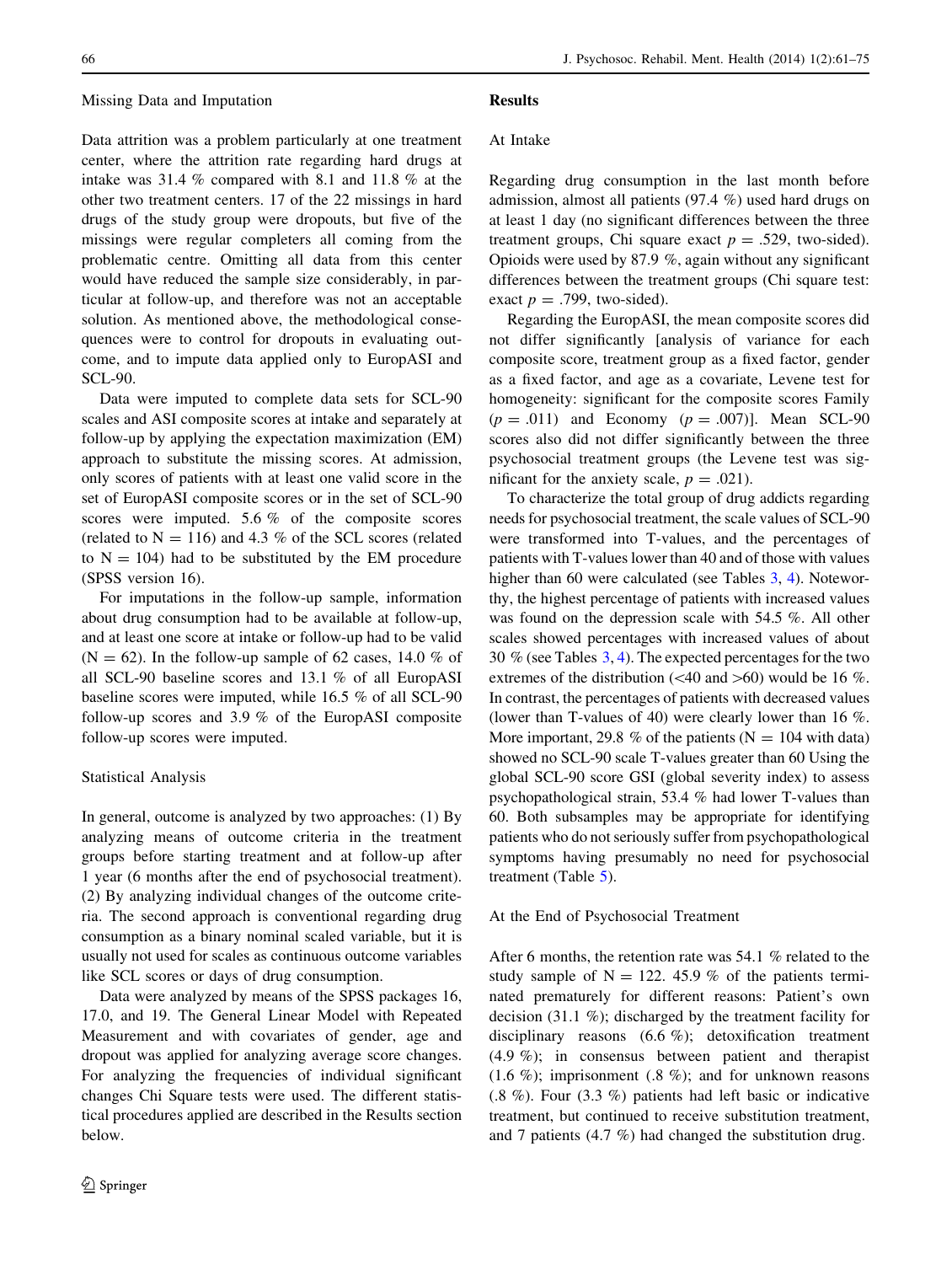### Missing Data and Imputation

Data attrition was a problem particularly at one treatment center, where the attrition rate regarding hard drugs at intake was 31.4 % compared with 8.1 and 11.8 % at the other two treatment centers. 17 of the 22 missings in hard drugs of the study group were dropouts, but five of the missings were regular completers all coming from the problematic centre. Omitting all data from this center would have reduced the sample size considerably, in particular at follow-up, and therefore was not an acceptable solution. As mentioned above, the methodological consequences were to control for dropouts in evaluating outcome, and to impute data applied only to EuropASI and SCL-90.

Data were imputed to complete data sets for SCL-90 scales and ASI composite scores at intake and separately at follow-up by applying the expectation maximization (EM) approach to substitute the missing scores. At admission, only scores of patients with at least one valid score in the set of EuropASI composite scores or in the set of SCL-90 scores were imputed. 5.6 % of the composite scores (related to $N = 116$) and 4.3 % of the SCL scores (related to $N = 104$) had to be substituted by the EM procedure (SPSS version 16).

For imputations in the follow-up sample, information about drug consumption had to be available at follow-up, and at least one score at intake or follow-up had to be valid ($N = 62$). In the follow-up sample of 62 cases, 14.0 % of all SCL-90 baseline scores and 13.1 % of all EuropASI baseline scores were imputed, while 16.5 % of all SCL-90 follow-up scores and 3.9 % of the EuropASI composite follow-up scores were imputed.

### Statistical Analysis

In general, outcome is analyzed by two approaches: (1) By analyzing means of outcome criteria in the treatment groups before starting treatment and at follow-up after 1 year (6 months after the end of psychosocial treatment). (2) By analyzing individual changes of the outcome criteria. The second approach is conventional regarding drug consumption as a binary nominal scaled variable, but it is usually not used for scales as continuous outcome variables like SCL scores or days of drug consumption.

Data were analyzed by means of the SPSS packages 16, 17.0, and 19. The General Linear Model with Repeated Measurement and with covariates of gender, age and dropout was applied for analyzing average score changes. For analyzing the frequencies of individual significant changes Chi Square tests were used. The different statistical procedures applied are described in the Results section below.

## Results

### At Intake

Regarding drug consumption in the last month before admission, almost all patients (97.4 %) used hard drugs on at least 1 day (no significant differences between the three treatment groups, Chi square exact $p = .529$, two-sided). Opioids were used by 87.9 %, again without any significant differences between the treatment groups (Chi square test: exact $p = .799$, two-sided).

Regarding the EuropASI, the mean composite scores did not differ significantly [analysis of variance for each composite score, treatment group as a fixed factor, gender as a fixed factor, and age as a covariate, Levene test for homogeneity: significant for the composite scores Family ($p = .011$) and Economy ($p = .007$)]. Mean SCL-90 scores also did not differ significantly between the three psychosocial treatment groups (the Levene test was significant for the anxiety scale, $p = .021$).

To characterize the total group of drug addicts regarding needs for psychosocial treatment, the scale values of SCL-90 were transformed into T-values, and the percentages of patients with T-values lower than 40 and of those with values higher than 60 were calculated (see Tables 3, 4). Noteworthy, the highest percentage of patients with increased values was found on the depression scale with 54.5 %. All other scales showed percentages with increased values of about 30 % (see Tables 3, 4). The expected percentages for the two extremes of the distribution (<40 and >60) would be 16 %. In contrast, the percentages of patients with decreased values (lower than T-values of 40) were clearly lower than 16 %. More important, 29.8 % of the patients ($N = 104$ with data) showed no SCL-90 scale T-values greater than 60 Using the global SCL-90 score GSI (global severity index) to assess psychopathological strain, 53.4 % had lower T-values than 60. Both subsamples may be appropriate for identifying patients who do not seriously suffer from psychopathological symptoms having presumably no need for psychosocial treatment (Table 5).

### At the End of Psychosocial Treatment

After 6 months, the retention rate was 54.1 % related to the study sample of $N = 122$. 45.9 % of the patients terminated prematurely for different reasons: Patient's own decision (31.1 %); discharged by the treatment facility for disciplinary reasons (6.6 %); detoxification treatment (4.9 %); in consensus between patient and therapist (1.6 %); imprisonment (.8 %); and for unknown reasons (.8 %). Four (3.3 %) patients had left basic or indicative treatment, but continued to receive substitution treatment, and 7 patients (4.7 %) had changed the substitution drug.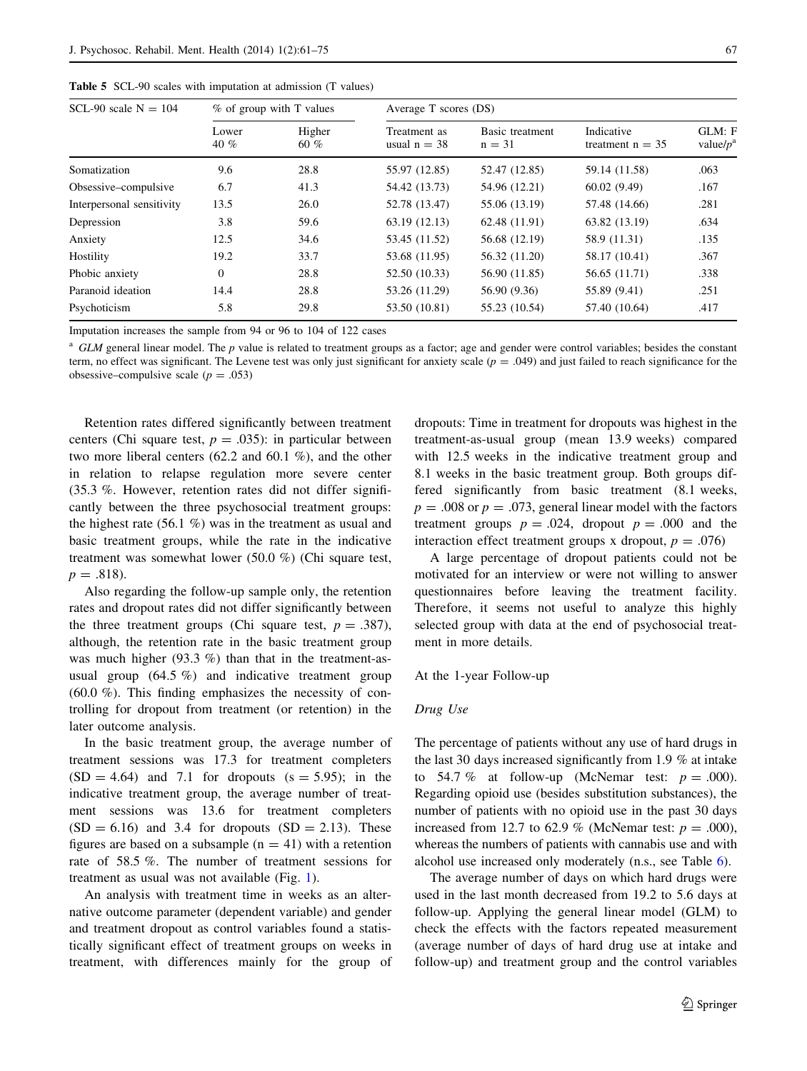**Table 5** SCL-90 scales with imputation at admission (T values)

| SCL-90 scale N = 104 | % of group with T values | | Average T scores (DS) | | | |
|---|---|---|---|---|---|---|
| | Lower 40 % | Higher 60 % | Treatment as usual n = 38 | Basic treatment n = 31 | Indicative treatment n = 35 | GLM: F value/$p$[a] |
| Somatization | 9.6 | 28.8 | 55.97 (12.85) | 52.47 (12.85) | 59.14 (11.58) | .063 |
| Obsessive–compulsive | 6.7 | 41.3 | 54.42 (13.73) | 54.96 (12.21) | 60.02 (9.49) | .167 |
| Interpersonal sensitivity | 13.5 | 26.0 | 52.78 (13.47) | 55.06 (13.19) | 57.48 (14.66) | .281 |
| Depression | 3.8 | 59.6 | 63.19 (12.13) | 62.48 (11.91) | 63.82 (13.19) | .634 |
| Anxiety | 12.5 | 34.6 | 53.45 (11.52) | 56.68 (12.19) | 58.9 (11.31) | .135 |
| Hostility | 19.2 | 33.7 | 53.68 (11.95) | 56.32 (11.20) | 58.17 (10.41) | .367 |
| Phobic anxiety | 0 | 28.8 | 52.50 (10.33) | 56.90 (11.85) | 56.65 (11.71) | .338 |
| Paranoid ideation | 14.4 | 28.8 | 53.26 (11.29) | 56.90 (9.36) | 55.89 (9.41) | .251 |
| Psychoticism | 5.8 | 29.8 | 53.50 (10.81) | 55.23 (10.54) | 57.40 (10.64) | .417 |

Imputation increases the sample from 94 or 96 to 104 of 122 cases

[a] *GLM* general linear model. The $p$ value is related to treatment groups as a factor; age and gender were control variables; besides the constant term, no effect was significant. The Levene test was only just significant for anxiety scale ($p = .049$) and just failed to reach significance for the obsessive–compulsive scale ($p = .053$)

Retention rates differed significantly between treatment centers (Chi square test, $p = .035$): in particular between two more liberal centers (62.2 and 60.1 %), and the other in relation to relapse regulation more severe center (35.3 %. However, retention rates did not differ significantly between the three psychosocial treatment groups: the highest rate (56.1 %) was in the treatment as usual and basic treatment groups, while the rate in the indicative treatment was somewhat lower (50.0 %) (Chi square test, $p = .818$).

Also regarding the follow-up sample only, the retention rates and dropout rates did not differ significantly between the three treatment groups (Chi square test, $p = .387$), although, the retention rate in the basic treatment group was much higher (93.3 %) than that in the treatment-as-usual group (64.5 %) and indicative treatment group (60.0 %). This finding emphasizes the necessity of controlling for dropout from treatment (or retention) in the later outcome analysis.

In the basic treatment group, the average number of treatment sessions was 17.3 for treatment completers (SD = 4.64) and 7.1 for dropouts (s = 5.95); in the indicative treatment group, the average number of treatment sessions was 13.6 for treatment completers (SD = 6.16) and 3.4 for dropouts (SD = 2.13). These figures are based on a subsample (n = 41) with a retention rate of 58.5 %. The number of treatment sessions for treatment as usual was not available (Fig. 1).

An analysis with treatment time in weeks as an alternative outcome parameter (dependent variable) and gender and treatment dropout as control variables found a statistically significant effect of treatment groups on weeks in treatment, with differences mainly for the group of dropouts: Time in treatment for dropouts was highest in the treatment-as-usual group (mean 13.9 weeks) compared with 12.5 weeks in the indicative treatment group and 8.1 weeks in the basic treatment group. Both groups differed significantly from basic treatment (8.1 weeks, $p = .008$ or $p = .073$, general linear model with the factors treatment groups $p = .024$, dropout $p = .000$ and the interaction effect treatment groups x dropout, $p = .076$)

A large percentage of dropout patients could not be motivated for an interview or were not willing to answer questionnaires before leaving the treatment facility. Therefore, it seems not useful to analyze this highly selected group with data at the end of psychosocial treatment in more details.

## At the 1-year Follow-up

### *Drug Use*

The percentage of patients without any use of hard drugs in the last 30 days increased significantly from 1.9 % at intake to 54.7 % at follow-up (McNemar test: $p = .000$). Regarding opioid use (besides substitution substances), the number of patients with no opioid use in the past 30 days increased from 12.7 to 62.9 % (McNemar test: $p = .000$), whereas the numbers of patients with cannabis use and with alcohol use increased only moderately (n.s., see Table 6).

The average number of days on which hard drugs were used in the last month decreased from 19.2 to 5.6 days at follow-up. Applying the general linear model (GLM) to check the effects with the factors repeated measurement (average number of days of hard drug use at intake and follow-up) and treatment group and the control variables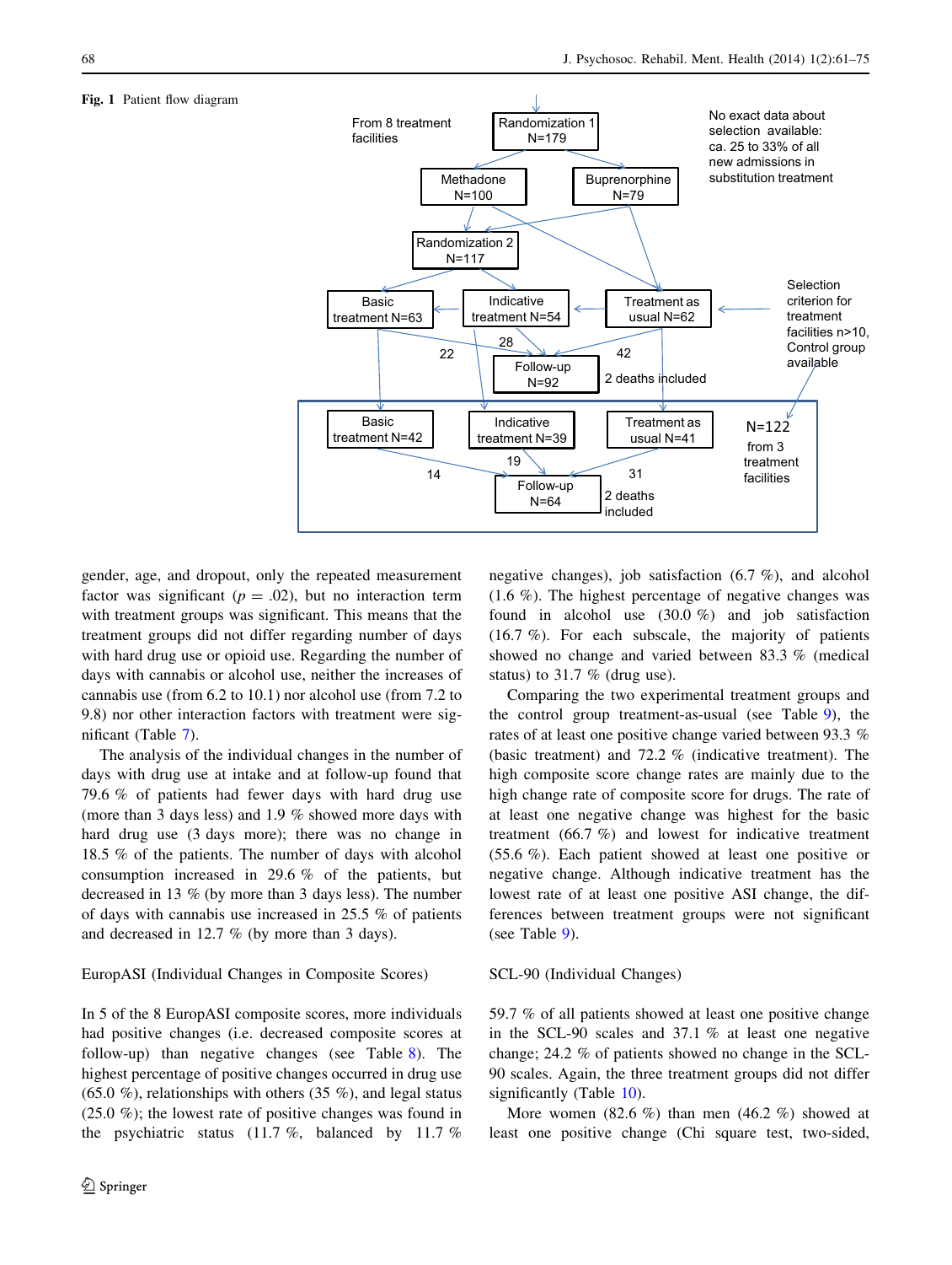**Fig. 1** Patient flow diagram

gender, age, and dropout, only the repeated measurement factor was significant ($p = .02$), but no interaction term with treatment groups was significant. This means that the treatment groups did not differ regarding number of days with hard drug use or opioid use. Regarding the number of days with cannabis or alcohol use, neither the increases of cannabis use (from 6.2 to 10.1) nor alcohol use (from 7.2 to 9.8) nor other interaction factors with treatment were significant (Table 7).

The analysis of the individual changes in the number of days with drug use at intake and at follow-up found that 79.6 % of patients had fewer days with hard drug use (more than 3 days less) and 1.9 % showed more days with hard drug use (3 days more); there was no change in 18.5 % of the patients. The number of days with alcohol consumption increased in 29.6 % of the patients, but decreased in 13 % (by more than 3 days less). The number of days with cannabis use increased in 25.5 % of patients and decreased in 12.7 % (by more than 3 days).

EuropASI (Individual Changes in Composite Scores)

In 5 of the 8 EuropASI composite scores, more individuals had positive changes (i.e. decreased composite scores at follow-up) than negative changes (see Table 8). The highest percentage of positive changes occurred in drug use (65.0 %), relationships with others (35 %), and legal status (25.0 %); the lowest rate of positive changes was found in the psychiatric status (11.7 %, balanced by 11.7 % negative changes), job satisfaction (6.7 %), and alcohol (1.6 %). The highest percentage of negative changes was found in alcohol use (30.0 %) and job satisfaction (16.7 %). For each subscale, the majority of patients showed no change and varied between 83.3 % (medical status) to 31.7 % (drug use).

Comparing the two experimental treatment groups and the control group treatment-as-usual (see Table 9), the rates of at least one positive change varied between 93.3 % (basic treatment) and 72.2 % (indicative treatment). The high composite score change rates are mainly due to the high change rate of composite score for drugs. The rate of at least one negative change was highest for the basic treatment (66.7 %) and lowest for indicative treatment (55.6 %). Each patient showed at least one positive or negative change. Although indicative treatment has the lowest rate of at least one positive ASI change, the differences between treatment groups were not significant (see Table 9).

SCL-90 (Individual Changes)

59.7 % of all patients showed at least one positive change in the SCL-90 scales and 37.1 % at least one negative change; 24.2 % of patients showed no change in the SCL-90 scales. Again, the three treatment groups did not differ significantly (Table 10).

More women (82.6 %) than men (46.2 %) showed at least one positive change (Chi square test, two-sided,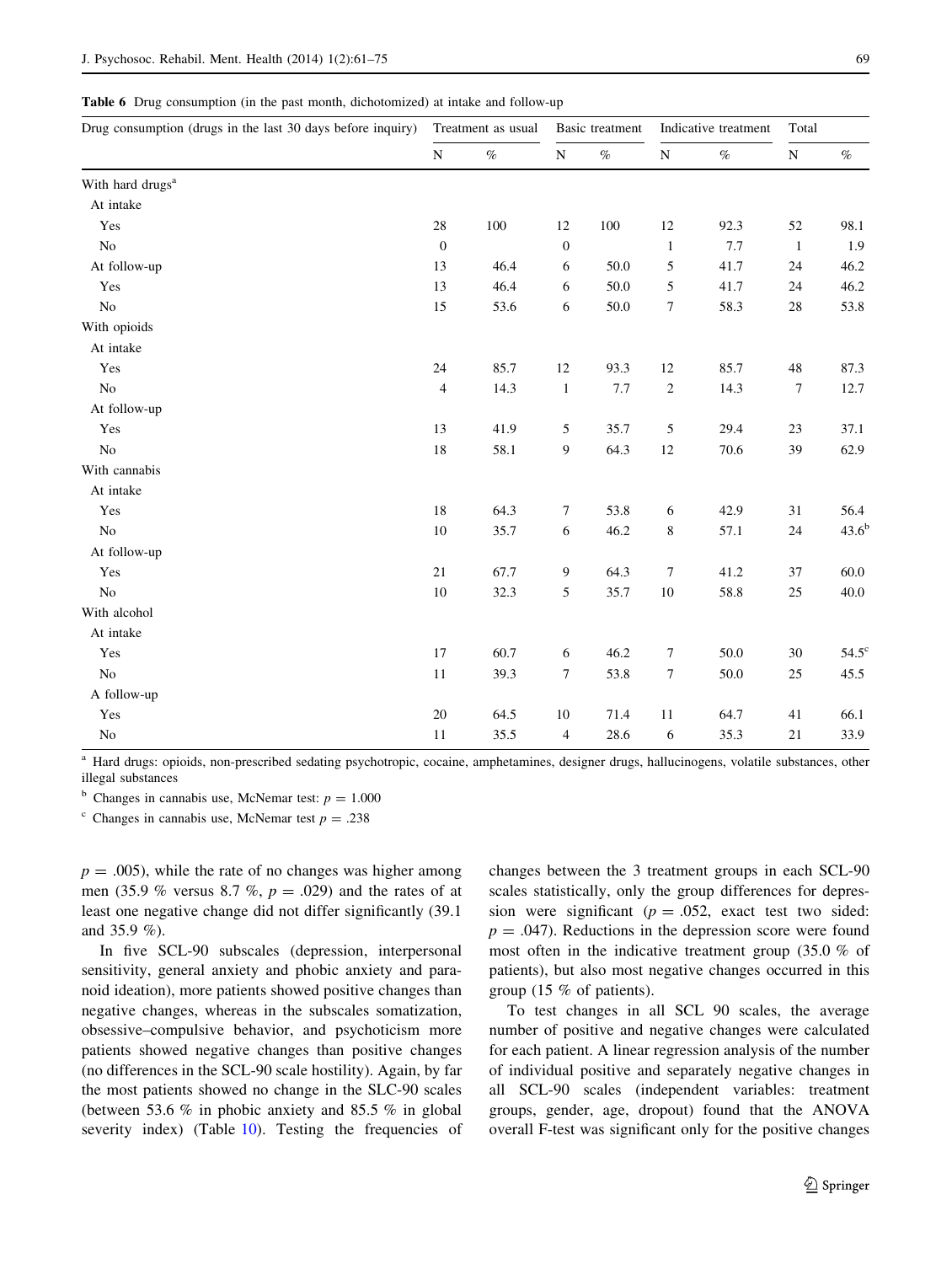**Table 6** Drug consumption (in the past month, dichotomized) at intake and follow-up

| Drug consumption (drugs in the last 30 days before inquiry) | Treatment as usual | | Basic treatment | | Indicative treatment | | Total | |
|---|---|---|---|---|---|---|---|---|
| | N | % | N | % | N | % | N | % |
| With hard drugs[a] | | | | | | | | |
| At intake | | | | | | | | |
| Yes | 28 | 100 | 12 | 100 | 12 | 92.3 | 52 | 98.1 |
| No | 0 | | 0 | | 1 | 7.7 | 1 | 1.9 |
| At follow-up | 13 | 46.4 | 6 | 50.0 | 5 | 41.7 | 24 | 46.2 |
| Yes | 13 | 46.4 | 6 | 50.0 | 5 | 41.7 | 24 | 46.2 |
| No | 15 | 53.6 | 6 | 50.0 | 7 | 58.3 | 28 | 53.8 |
| With opioids | | | | | | | | |
| At intake | | | | | | | | |
| Yes | 24 | 85.7 | 12 | 93.3 | 12 | 85.7 | 48 | 87.3 |
| No | 4 | 14.3 | 1 | 7.7 | 2 | 14.3 | 7 | 12.7 |
| At follow-up | | | | | | | | |
| Yes | 13 | 41.9 | 5 | 35.7 | 5 | 29.4 | 23 | 37.1 |
| No | 18 | 58.1 | 9 | 64.3 | 12 | 70.6 | 39 | 62.9 |
| With cannabis | | | | | | | | |
| At intake | | | | | | | | |
| Yes | 18 | 64.3 | 7 | 53.8 | 6 | 42.9 | 31 | 56.4 |
| No | 10 | 35.7 | 6 | 46.2 | 8 | 57.1 | 24 | 43.6[b] |
| At follow-up | | | | | | | | |
| Yes | 21 | 67.7 | 9 | 64.3 | 7 | 41.2 | 37 | 60.0 |
| No | 10 | 32.3 | 5 | 35.7 | 10 | 58.8 | 25 | 40.0 |
| With alcohol | | | | | | | | |
| At intake | | | | | | | | |
| Yes | 17 | 60.7 | 6 | 46.2 | 7 | 50.0 | 30 | 54.5[c] |
| No | 11 | 39.3 | 7 | 53.8 | 7 | 50.0 | 25 | 45.5 |
| A follow-up | | | | | | | | |
| Yes | 20 | 64.5 | 10 | 71.4 | 11 | 64.7 | 41 | 66.1 |
| No | 11 | 35.5 | 4 | 28.6 | 6 | 35.3 | 21 | 33.9 |

[a] Hard drugs: opioids, non-prescribed sedating psychotropic, cocaine, amphetamines, designer drugs, hallucinogens, volatile substances, other illegal substances

[b] Changes in cannabis use, McNemar test: $p = 1.000$

[c] Changes in cannabis use, McNemar test $p = .238$

$p = .005$), while the rate of no changes was higher among men (35.9 % versus 8.7 %, $p = .029$) and the rates of at least one negative change did not differ significantly (39.1 and 35.9 %).

In five SCL-90 subscales (depression, interpersonal sensitivity, general anxiety and phobic anxiety and paranoid ideation), more patients showed positive changes than negative changes, whereas in the subscales somatization, obsessive–compulsive behavior, and psychoticism more patients showed negative changes than positive changes (no differences in the SCL-90 scale hostility). Again, by far the most patients showed no change in the SLC-90 scales (between 53.6 % in phobic anxiety and 85.5 % in global severity index) (Table 10). Testing the frequencies of changes between the 3 treatment groups in each SCL-90 scales statistically, only the group differences for depression were significant ($p = .052$, exact test two sided: $p = .047$). Reductions in the depression score were found most often in the indicative treatment group (35.0 % of patients), but also most negative changes occurred in this group (15 % of patients).

To test changes in all SCL 90 scales, the average number of positive and negative changes were calculated for each patient. A linear regression analysis of the number of individual positive and separately negative changes in all SCL-90 scales (independent variables: treatment groups, gender, age, dropout) found that the ANOVA overall F-test was significant only for the positive changes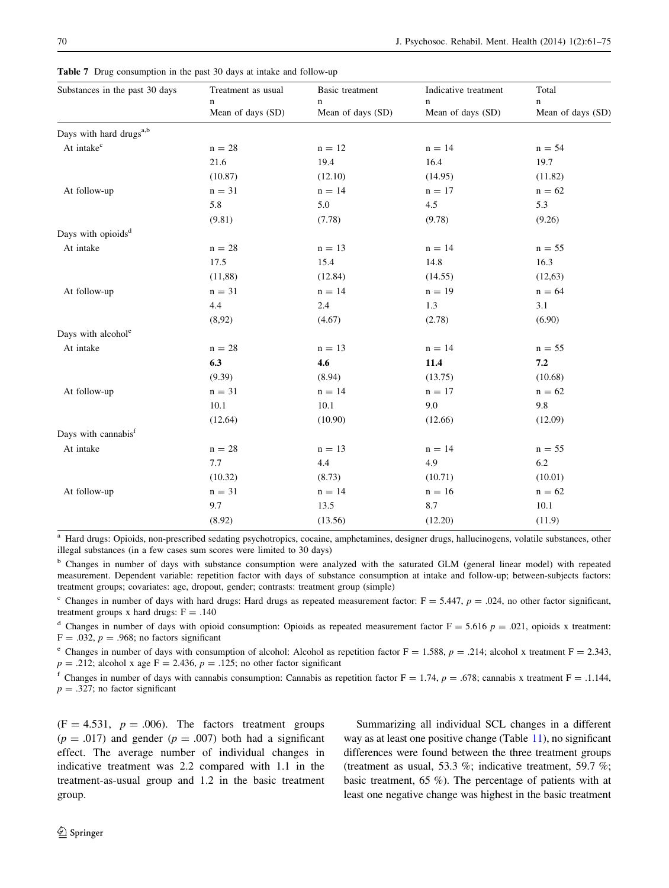**Table 7** Drug consumption in the past 30 days at intake and follow-up

| Substances in the past 30 days | Treatment as usual<br>n<br>Mean of days (SD) | Basic treatment<br>n<br>Mean of days (SD) | Indicative treatment<br>n<br>Mean of days (SD) | Total<br>n<br>Mean of days (SD) |
|---|---|---|---|---|
| Days with hard drugs[a,b] | | | | |
| At intake[c] | n = 28 | n = 12 | n = 14 | n = 54 |
| | 21.6 | 19.4 | 16.4 | 19.7 |
| | (10.87) | (12.10) | (14.95) | (11.82) |
| At follow-up | n = 31 | n = 14 | n = 17 | n = 62 |
| | 5.8 | 5.0 | 4.5 | 5.3 |
| | (9.81) | (7.78) | (9.78) | (9.26) |
| Days with opioids[d] | | | | |
| At intake | n = 28 | n = 13 | n = 14 | n = 55 |
| | 17.5 | 15.4 | 14.8 | 16.3 |
| | (11,88) | (12.84) | (14.55) | (12,63) |
| At follow-up | n = 31 | n = 14 | n = 19 | n = 64 |
| | 4.4 | 2.4 | 1.3 | 3.1 |
| | (8,92) | (4.67) | (2.78) | (6.90) |
| Days with alcohol[e] | | | | |
| At intake | n = 28 | n = 13 | n = 14 | n = 55 |
| | **6.3** | **4.6** | **11.4** | **7.2** |
| | (9.39) | (8.94) | (13.75) | (10.68) |
| At follow-up | n = 31 | n = 14 | n = 17 | n = 62 |
| | 10.1 | 10.1 | 9.0 | 9.8 |
| | (12.64) | (10.90) | (12.66) | (12.09) |
| Days with cannabis[f] | | | | |
| At intake | n = 28 | n = 13 | n = 14 | n = 55 |
| | 7.7 | 4.4 | 4.9 | 6.2 |
| | (10.32) | (8.73) | (10.71) | (10.01) |
| At follow-up | n = 31 | n = 14 | n = 16 | n = 62 |
| | 9.7 | 13.5 | 8.7 | 10.1 |
| | (8.92) | (13.56) | (12.20) | (11.9) |

[a] Hard drugs: Opioids, non-prescribed sedating psychotropics, cocaine, amphetamines, designer drugs, hallucinogens, volatile substances, other illegal substances (in a few cases sum scores were limited to 30 days)

[b] Changes in number of days with substance consumption were analyzed with the saturated GLM (general linear model) with repeated measurement. Dependent variable: repetition factor with days of substance consumption at intake and follow-up; between-subjects factors: treatment groups; covariates: age, dropout, gender; contrasts: treatment group (simple)

[c] Changes in number of days with hard drugs: Hard drugs as repeated measurement factor: $F = 5.447$, $p = .024$, no other factor significant, treatment groups x hard drugs: $F = .140$

[d] Changes in number of days with opioid consumption: Opioids as repeated measurement factor $F = 5.616$ $p = .021$, opioids x treatment: $F = .032$, $p = .968$; no factors significant

[e] Changes in number of days with consumption of alcohol: Alcohol as repetition factor $F = 1.588$, $p = .214$; alcohol x treatment $F = 2.343$, $p = .212$; alcohol x age $F = 2.436$, $p = .125$; no other factor significant

[f] Changes in number of days with cannabis consumption: Cannabis as repetition factor $F = 1.74$, $p = .678$; cannabis x treatment $F = .1.144$, $p = .327$; no factor significant

($F = 4.531$, $p = .006$). The factors treatment groups ($p = .017$) and gender ($p = .007$) both had a significant effect. The average number of individual changes in indicative treatment was 2.2 compared with 1.1 in the treatment-as-usual group and 1.2 in the basic treatment group.

Summarizing all individual SCL changes in a different way as at least one positive change (Table 11), no significant differences were found between the three treatment groups (treatment as usual, 53.3 %; indicative treatment, 59.7 %; basic treatment, 65 %). The percentage of patients with at least one negative change was highest in the basic treatment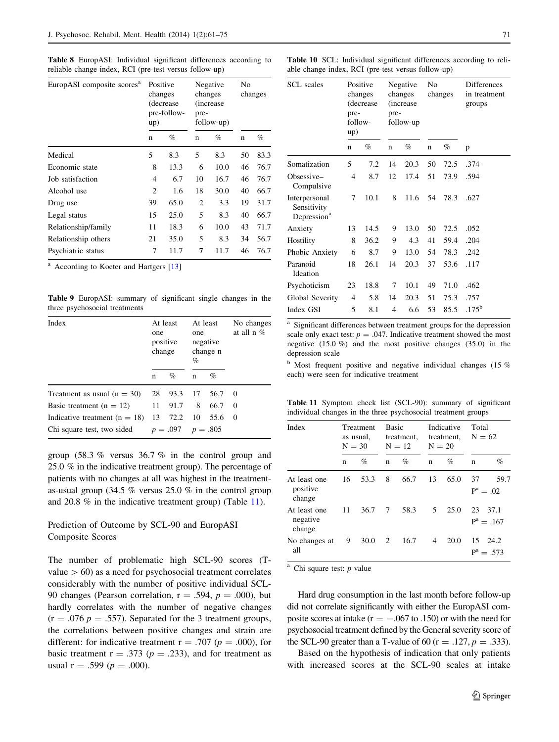**Table 8** EuropASI: Individual significant differences according to reliable change index, RCI (pre-test versus follow-up)

| EuropASI composite scores[a] | Positive changes (decrease pre-follow-up) | | Negative changes (increase pre-follow-up) | | No changes | |
|---|---|---|---|---|---|---|
| | n | % | n | % | n | % |
| Medical | 5 | 8.3 | 5 | 8.3 | 50 | 83.3 |
| Economic state | 8 | 13.3 | 6 | 10.0 | 46 | 76.7 |
| Job satisfaction | 4 | 6.7 | 10 | 16.7 | 46 | 76.7 |
| Alcohol use | 2 | 1.6 | 18 | 30.0 | 40 | 66.7 |
| Drug use | 39 | 65.0 | 2 | 3.3 | 19 | 31.7 |
| Legal status | 15 | 25.0 | 5 | 8.3 | 40 | 66.7 |
| Relationship/family | 11 | 18.3 | 6 | 10.0 | 43 | 71.7 |
| Relationship others | 21 | 35.0 | 5 | 8.3 | 34 | 56.7 |
| Psychiatric status | 7 | 11.7 | 7 | 11.7 | 46 | 76.7 |

[a] According to Koeter and Hartgers [13]

**Table 9** EuropASI: summary of significant single changes in the three psychosocial treatments

| Index | At least one positive change | | At least one negative change n % | | No changes at all n % |
|---|---|---|---|---|---|
| | n | % | n | % | |
| Treatment as usual (n = 30) | 28 | 93.3 | 17 | 56.7 | 0 |
| Basic treatment (n = 12) | 11 | 91.7 | 8 | 66.7 | 0 |
| Indicative treatment (n = 18) | 13 | 72.2 | 10 | 55.6 | 0 |
| Chi square test, two sided | $p = .097$ | | $p = .805$ | | |

group (58.3 % versus 36.7 % in the control group and 25.0 % in the indicative treatment group). The percentage of patients with no changes at all was highest in the treatment-as-usual group (34.5 % versus 25.0 % in the control group and 20.8 % in the indicative treatment group) (Table 11).

### Prediction of Outcome by SCL-90 and EuropASI Composite Scores

The number of problematic high SCL-90 scores (T-value > 60) as a need for psychosocial treatment correlates considerably with the number of positive individual SCL-90 changes (Pearson correlation, $r = .594$, $p = .000$), but hardly correlates with the number of negative changes ($r = .076$ $p = .557$). Separated for the 3 treatment groups, the correlations between positive changes and strain are different: for indicative treatment $r = .707$ ($p = .000$), for basic treatment $r = .373$ ($p = .233$), and for treatment as usual $r = .599$ ($p = .000$).

**Table 10** SCL: Individual significant differences according to reliable change index, RCI (pre-test versus follow-up)

| SCL scales | Positive changes (decrease pre-follow-up) | | Negative changes (increase pre-follow-up | | No changes | | Differences in treatment groups |
|---|---|---|---|---|---|---|---|
| | n | % | n | % | n | % | p |
| Somatization | 5 | 7.2 | 14 | 20.3 | 50 | 72.5 | .374 |
| Obsessive–Compulsive | 4 | 8.7 | 12 | 17.4 | 51 | 73.9 | .594 |
| Interpersonal Sensitivity Depression[a] | 7 | 10.1 | 8 | 11.6 | 54 | 78.3 | .627 |
| Anxiety | 13 | 14.5 | 9 | 13.0 | 50 | 72.5 | .052 |
| Hostility | 8 | 36.2 | 9 | 4.3 | 41 | 59.4 | .204 |
| Phobic Anxiety | 6 | 8.7 | 9 | 13.0 | 54 | 78.3 | .242 |
| Paranoid Ideation | 18 | 26.1 | 14 | 20.3 | 37 | 53.6 | .117 |
| Psychoticism | 23 | 18.8 | 7 | 10.1 | 49 | 71.0 | .462 |
| Global Severity | 4 | 5.8 | 14 | 20.3 | 51 | 75.3 | .757 |
| Index GSI | 5 | 8.1 | 4 | 6.6 | 53 | 85.5 | .175[b] |

[a] Significant differences between treatment groups for the depression scale only exact test: $p = .047$. Indicative treatment showed the most negative (15.0 %) and the most positive changes (35.0) in the depression scale

[b] Most frequent positive and negative individual changes (15 % each) were seen for indicative treatment

**Table 11** Symptom check list (SCL-90): summary of significant individual changes in the three psychosocial treatment groups

| Index | Treatment as usual, N = 30 | | Basic treatment, N = 12 | | Indicative treatment, N = 20 | | Total N = 62 | |
|---|---|---|---|---|---|---|---|---|
| | n | % | n | % | n | % | n | % |
| At least one positive change | 16 | 53.3 | 8 | 66.7 | 13 | 65.0 | 37 | 59.7 |
| | | | | | | | P[a] = .02 | |
| At least one negative change | 11 | 36.7 | 7 | 58.3 | 5 | 25.0 | 23 | 37.1 |
| | | | | | | | P[a] = .167 | |
| No changes at all | 9 | 30.0 | 2 | 16.7 | 4 | 20.0 | 15 | 24.2 |
| | | | | | | | P[a] = .573 | |

[a] Chi square test: $p$ value

Hard drug consumption in the last month before follow-up did not correlate significantly with either the EuropASI composite scores at intake ($r = -.067$ to $.150$) or with the need for psychosocial treatment defined by the General severity score of the SCL-90 greater than a T-value of 60 ($r = .127$, $p = .333$).

Based on the hypothesis of indication that only patients with increased scores at the SCL-90 scales at intake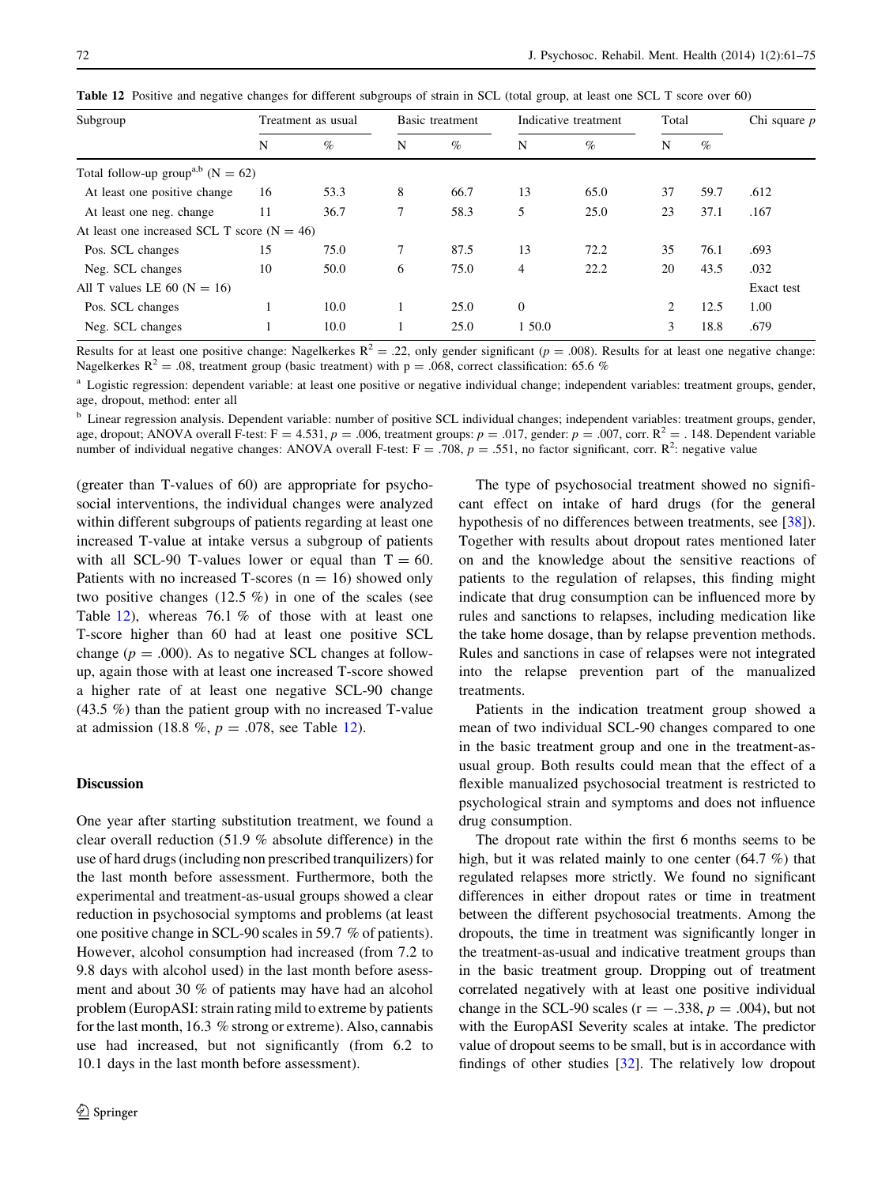**Table 12** Positive and negative changes for different subgroups of strain in SCL (total group, at least one SCL T score over 60)

| Subgroup | Treatment as usual | | Basic treatment | | Indicative treatment | | Total | | Chi square *p* |
|---|---|---|---|---|---|---|---|---|---|
| | N | % | N | % | N | % | N | % | |
| Total follow-up group[a,b] (N = 62) | | | | | | | | | |
| At least one positive change | 16 | 53.3 | 8 | 66.7 | 13 | 65.0 | 37 | 59.7 | .612 |
| At least one neg. change | 11 | 36.7 | 7 | 58.3 | 5 | 25.0 | 23 | 37.1 | .167 |
| At least one increased SCL T score (N = 46) | | | | | | | | | |
| Pos. SCL changes | 15 | 75.0 | 7 | 87.5 | 13 | 72.2 | 35 | 76.1 | .693 |
| Neg. SCL changes | 10 | 50.0 | 6 | 75.0 | 4 | 22.2 | 20 | 43.5 | .032 |
| All T values LE 60 (N = 16) | | | | | | | | | Exact test |
| Pos. SCL changes | 1 | 10.0 | 1 | 25.0 | 0 | | 2 | 12.5 | 1.00 |
| Neg. SCL changes | 1 | 10.0 | 1 | 25.0 | 1 50.0 | | 3 | 18.8 | .679 |

Results for at least one positive change: Nagelkerkes $R^2 = .22$, only gender significant ($p = .008$). Results for at least one negative change: Nagelkerkes $R^2 = .08$, treatment group (basic treatment) with p = .068, correct classification: 65.6 %

[a] Logistic regression: dependent variable: at least one positive or negative individual change; independent variables: treatment groups, gender, age, dropout, method: enter all

[b] Linear regression analysis. Dependent variable: number of positive SCL individual changes; independent variables: treatment groups, gender, age, dropout; ANOVA overall F-test: F = 4.531, $p = .006$, treatment groups: $p = .017$, gender: $p = .007$, corr. $R^2 = .148$. Dependent variable number of individual negative changes: ANOVA overall F-test: F = .708, $p = .551$, no factor significant, corr. $R^2$: negative value

(greater than T-values of 60) are appropriate for psychosocial interventions, the individual changes were analyzed within different subgroups of patients regarding at least one increased T-value at intake versus a subgroup of patients with all SCL-90 T-values lower or equal than T = 60. Patients with no increased T-scores (n = 16) showed only two positive changes (12.5 %) in one of the scales (see Table 12), whereas 76.1 % of those with at least one T-score higher than 60 had at least one positive SCL change ($p = .000$). As to negative SCL changes at follow-up, again those with at least one increased T-score showed a higher rate of at least one negative SCL-90 change (43.5 %) than the patient group with no increased T-value at admission (18.8 %, $p = .078$, see Table 12).

## Discussion

One year after starting substitution treatment, we found a clear overall reduction (51.9 % absolute difference) in the use of hard drugs (including non prescribed tranquilizers) for the last month before assessment. Furthermore, both the experimental and treatment-as-usual groups showed a clear reduction in psychosocial symptoms and problems (at least one positive change in SCL-90 scales in 59.7 % of patients). However, alcohol consumption had increased (from 7.2 to 9.8 days with alcohol used) in the last month before asessment and about 30 % of patients may have had an alcohol problem (EuropASI: strain rating mild to extreme by patients for the last month, 16.3 % strong or extreme). Also, cannabis use had increased, but not significantly (from 6.2 to 10.1 days in the last month before assessment).

The type of psychosocial treatment showed no significant effect on intake of hard drugs (for the general hypothesis of no differences between treatments, see [38]). Together with results about dropout rates mentioned later on and the knowledge about the sensitive reactions of patients to the regulation of relapses, this finding might indicate that drug consumption can be influenced more by rules and sanctions to relapses, including medication like the take home dosage, than by relapse prevention methods. Rules and sanctions in case of relapses were not integrated into the relapse prevention part of the manualized treatments.

Patients in the indication treatment group showed a mean of two individual SCL-90 changes compared to one in the basic treatment group and one in the treatment-as-usual group. Both results could mean that the effect of a flexible manualized psychosocial treatment is restricted to psychological strain and symptoms and does not influence drug consumption.

The dropout rate within the first 6 months seems to be high, but it was related mainly to one center (64.7 %) that regulated relapses more strictly. We found no significant differences in either dropout rates or time in treatment between the different psychosocial treatments. Among the dropouts, the time in treatment was significantly longer in the treatment-as-usual and indicative treatment groups than in the basic treatment group. Dropping out of treatment correlated negatively with at least one positive individual change in the SCL-90 scales ($r = -.338$, $p = .004$), but not with the EuropASI Severity scales at intake. The predictor value of dropout seems to be small, but is in accordance with findings of other studies [32]. The relatively low dropout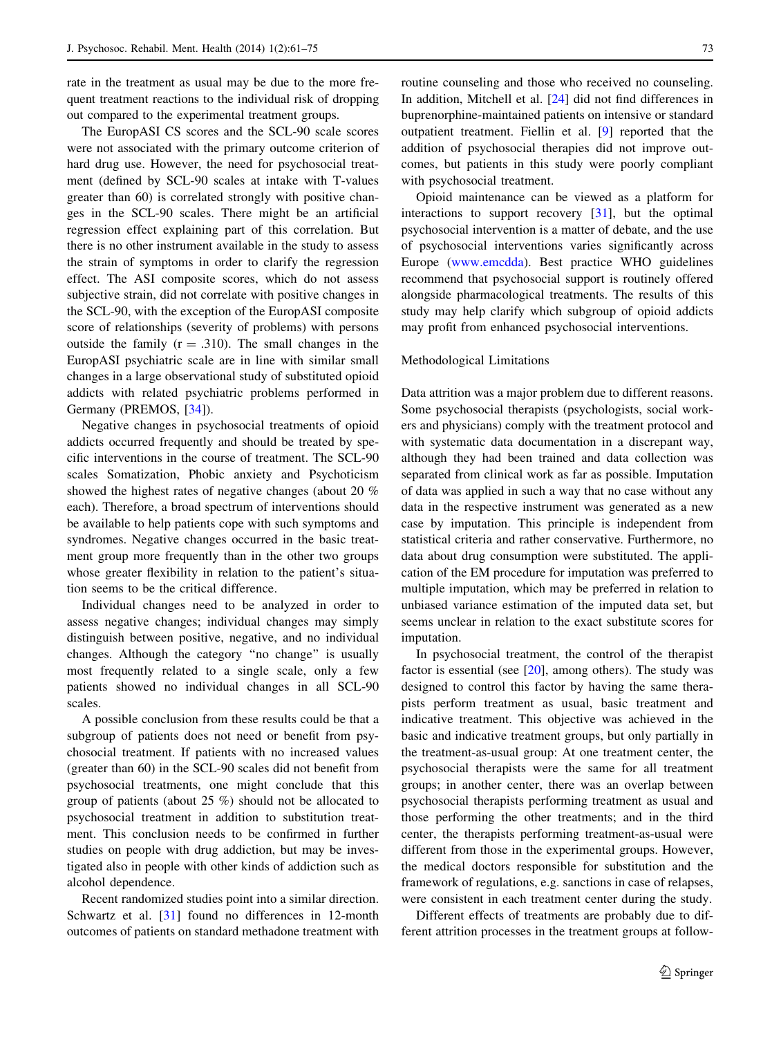rate in the treatment as usual may be due to the more frequent treatment reactions to the individual risk of dropping out compared to the experimental treatment groups.

The EuropASI CS scores and the SCL-90 scale scores were not associated with the primary outcome criterion of hard drug use. However, the need for psychosocial treatment (defined by SCL-90 scales at intake with T-values greater than 60) is correlated strongly with positive changes in the SCL-90 scales. There might be an artificial regression effect explaining part of this correlation. But there is no other instrument available in the study to assess the strain of symptoms in order to clarify the regression effect. The ASI composite scores, which do not assess subjective strain, did not correlate with positive changes in the SCL-90, with the exception of the EuropASI composite score of relationships (severity of problems) with persons outside the family ($r = .310$). The small changes in the EuropASI psychiatric scale are in line with similar small changes in a large observational study of substituted opioid addicts with related psychiatric problems performed in Germany (PREMOS, [34]).

Negative changes in psychosocial treatments of opioid addicts occurred frequently and should be treated by specific interventions in the course of treatment. The SCL-90 scales Somatization, Phobic anxiety and Psychoticism showed the highest rates of negative changes (about 20 % each). Therefore, a broad spectrum of interventions should be available to help patients cope with such symptoms and syndromes. Negative changes occurred in the basic treatment group more frequently than in the other two groups whose greater flexibility in relation to the patient's situation seems to be the critical difference.

Individual changes need to be analyzed in order to assess negative changes; individual changes may simply distinguish between positive, negative, and no individual changes. Although the category "no change" is usually most frequently related to a single scale, only a few patients showed no individual changes in all SCL-90 scales.

A possible conclusion from these results could be that a subgroup of patients does not need or benefit from psychosocial treatment. If patients with no increased values (greater than 60) in the SCL-90 scales did not benefit from psychosocial treatments, one might conclude that this group of patients (about 25 %) should not be allocated to psychosocial treatment in addition to substitution treatment. This conclusion needs to be confirmed in further studies on people with drug addiction, but may be investigated also in people with other kinds of addiction such as alcohol dependence.

Recent randomized studies point into a similar direction. Schwartz et al. [31] found no differences in 12-month outcomes of patients on standard methadone treatment with routine counseling and those who received no counseling. In addition, Mitchell et al. [24] did not find differences in buprenorphine-maintained patients on intensive or standard outpatient treatment. Fiellin et al. [9] reported that the addition of psychosocial therapies did not improve outcomes, but patients in this study were poorly compliant with psychosocial treatment.

Opioid maintenance can be viewed as a platform for interactions to support recovery [31], but the optimal psychosocial intervention is a matter of debate, and the use of psychosocial interventions varies significantly across Europe (www.emcdda). Best practice WHO guidelines recommend that psychosocial support is routinely offered alongside pharmacological treatments. The results of this study may help clarify which subgroup of opioid addicts may profit from enhanced psychosocial interventions.

### Methodological Limitations

Data attrition was a major problem due to different reasons. Some psychosocial therapists (psychologists, social workers and physicians) comply with the treatment protocol and with systematic data documentation in a discrepant way, although they had been trained and data collection was separated from clinical work as far as possible. Imputation of data was applied in such a way that no case without any data in the respective instrument was generated as a new case by imputation. This principle is independent from statistical criteria and rather conservative. Furthermore, no data about drug consumption were substituted. The application of the EM procedure for imputation was preferred to multiple imputation, which may be preferred in relation to unbiased variance estimation of the imputed data set, but seems unclear in relation to the exact substitute scores for imputation.

In psychosocial treatment, the control of the therapist factor is essential (see [20], among others). The study was designed to control this factor by having the same therapists perform treatment as usual, basic treatment and indicative treatment. This objective was achieved in the basic and indicative treatment groups, but only partially in the treatment-as-usual group: At one treatment center, the psychosocial therapists were the same for all treatment groups; in another center, there was an overlap between psychosocial therapists performing treatment as usual and those performing the other treatments; and in the third center, the therapists performing treatment-as-usual were different from those in the experimental groups. However, the medical doctors responsible for substitution and the framework of regulations, e.g. sanctions in case of relapses, were consistent in each treatment center during the study.

Different effects of treatments are probably due to different attrition processes in the treatment groups at follow-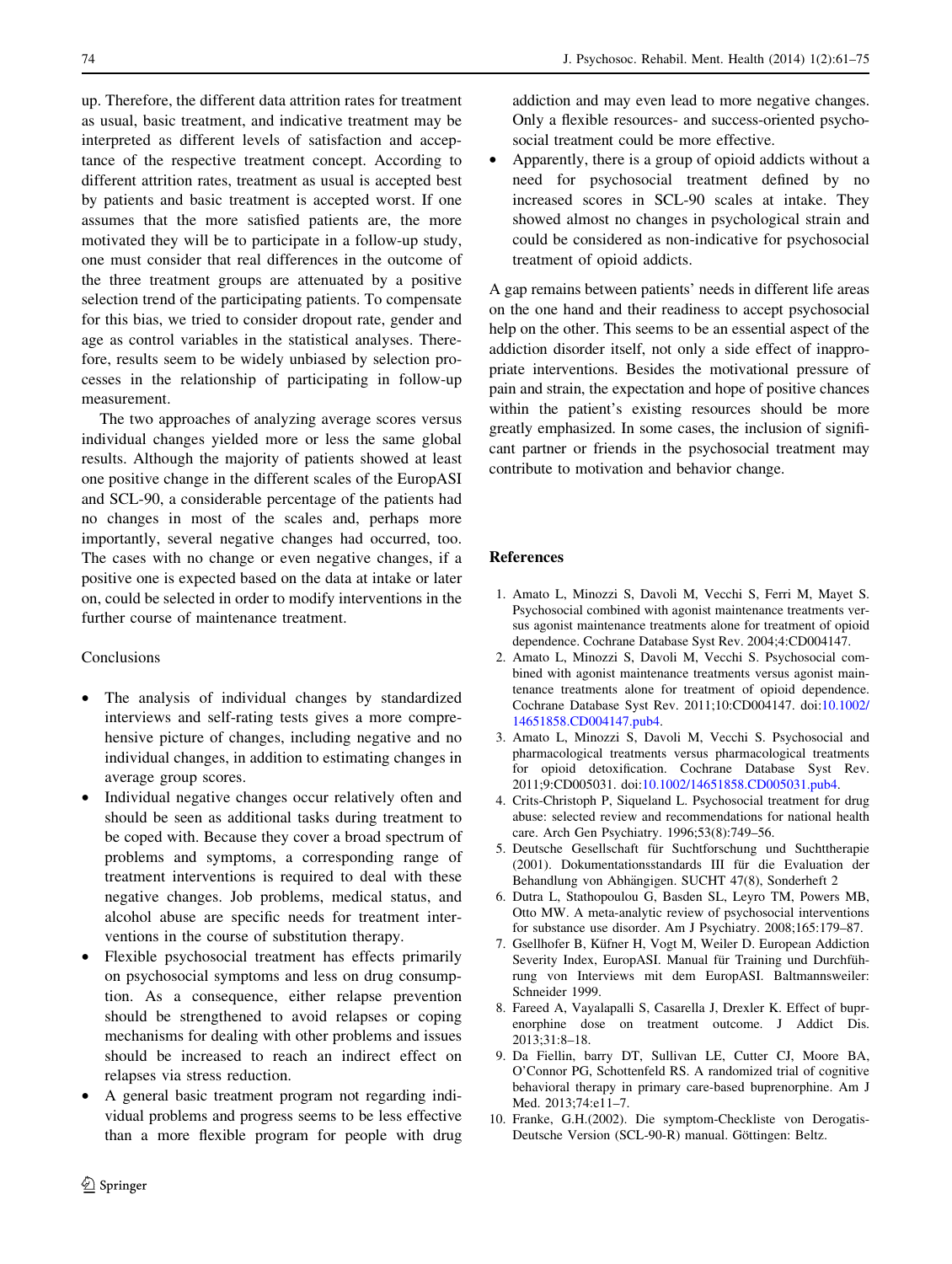up. Therefore, the different data attrition rates for treatment as usual, basic treatment, and indicative treatment may be interpreted as different levels of satisfaction and acceptance of the respective treatment concept. According to different attrition rates, treatment as usual is accepted best by patients and basic treatment is accepted worst. If one assumes that the more satisfied patients are, the more motivated they will be to participate in a follow-up study, one must consider that real differences in the outcome of the three treatment groups are attenuated by a positive selection trend of the participating patients. To compensate for this bias, we tried to consider dropout rate, gender and age as control variables in the statistical analyses. Therefore, results seem to be widely unbiased by selection processes in the relationship of participating in follow-up measurement.

The two approaches of analyzing average scores versus individual changes yielded more or less the same global results. Although the majority of patients showed at least one positive change in the different scales of the EuropASI and SCL-90, a considerable percentage of the patients had no changes in most of the scales and, perhaps more importantly, several negative changes had occurred, too. The cases with no change or even negative changes, if a positive one is expected based on the data at intake or later on, could be selected in order to modify interventions in the further course of maintenance treatment.

## Conclusions

- The analysis of individual changes by standardized interviews and self-rating tests gives a more comprehensive picture of changes, including negative and no individual changes, in addition to estimating changes in average group scores.
- Individual negative changes occur relatively often and should be seen as additional tasks during treatment to be coped with. Because they cover a broad spectrum of problems and symptoms, a corresponding range of treatment interventions is required to deal with these negative changes. Job problems, medical status, and alcohol abuse are specific needs for treatment interventions in the course of substitution therapy.
- Flexible psychosocial treatment has effects primarily on psychosocial symptoms and less on drug consumption. As a consequence, either relapse prevention should be strengthened to avoid relapses or coping mechanisms for dealing with other problems and issues should be increased to reach an indirect effect on relapses via stress reduction.
- A general basic treatment program not regarding individual problems and progress seems to be less effective than a more flexible program for people with drug addiction and may even lead to more negative changes. Only a flexible resources- and success-oriented psychosocial treatment could be more effective.
- Apparently, there is a group of opioid addicts without a need for psychosocial treatment defined by no increased scores in SCL-90 scales at intake. They showed almost no changes in psychological strain and could be considered as non-indicative for psychosocial treatment of opioid addicts.

A gap remains between patients' needs in different life areas on the one hand and their readiness to accept psychosocial help on the other. This seems to be an essential aspect of the addiction disorder itself, not only a side effect of inappropriate interventions. Besides the motivational pressure of pain and strain, the expectation and hope of positive chances within the patient's existing resources should be more greatly emphasized. In some cases, the inclusion of significant partner or friends in the psychosocial treatment may contribute to motivation and behavior change.

## References

1. Amato L, Minozzi S, Davoli M, Vecchi S, Ferri M, Mayet S. Psychosocial combined with agonist maintenance treatments versus agonist maintenance treatments alone for treatment of opioid dependence. Cochrane Database Syst Rev. 2004;4:CD004147.
2. Amato L, Minozzi S, Davoli M, Vecchi S. Psychosocial combined with agonist maintenance treatments versus agonist maintenance treatments alone for treatment of opioid dependence. Cochrane Database Syst Rev. 2011;10:CD004147. doi:10.1002/14651858.CD004147.pub4.
3. Amato L, Minozzi S, Davoli M, Vecchi S. Psychosocial and pharmacological treatments versus pharmacological treatments for opioid detoxification. Cochrane Database Syst Rev. 2011;9:CD005031. doi:10.1002/14651858.CD005031.pub4.
4. Crits-Christoph P, Siqueland L. Psychosocial treatment for drug abuse: selected review and recommendations for national health care. Arch Gen Psychiatry. 1996;53(8):749–56.
5. Deutsche Gesellschaft für Suchtforschung und Suchttherapie (2001). Dokumentationsstandards III für die Evaluation der Behandlung von Abhängigen. SUCHT 47(8), Sonderheft 2
6. Dutra L, Stathopoulou G, Basden SL, Leyro TM, Powers MB, Otto MW. A meta-analytic review of psychosocial interventions for substance use disorder. Am J Psychiatry. 2008;165:179–87.
7. Gsellhofer B, Küfner H, Vogt M, Weiler D. European Addiction Severity Index, EuropASI. Manual für Training und Durchführung von Interviews mit dem EuropASI. Baltmannsweiler: Schneider 1999.
8. Fareed A, Vayalapalli S, Casarella J, Drexler K. Effect of buprenorphine dose on treatment outcome. J Addict Dis. 2013;31:8–18.
9. Da Fiellin, barry DT, Sullivan LE, Cutter CJ, Moore BA, O'Connor PG, Schottenfeld RS. A randomized trial of cognitive behavioral therapy in primary care-based buprenorphine. Am J Med. 2013;74:e11–7.
10. Franke, G.H.(2002). Die symptom-Checkliste von Derogatis-Deutsche Version (SCL-90-R) manual. Göttingen: Beltz.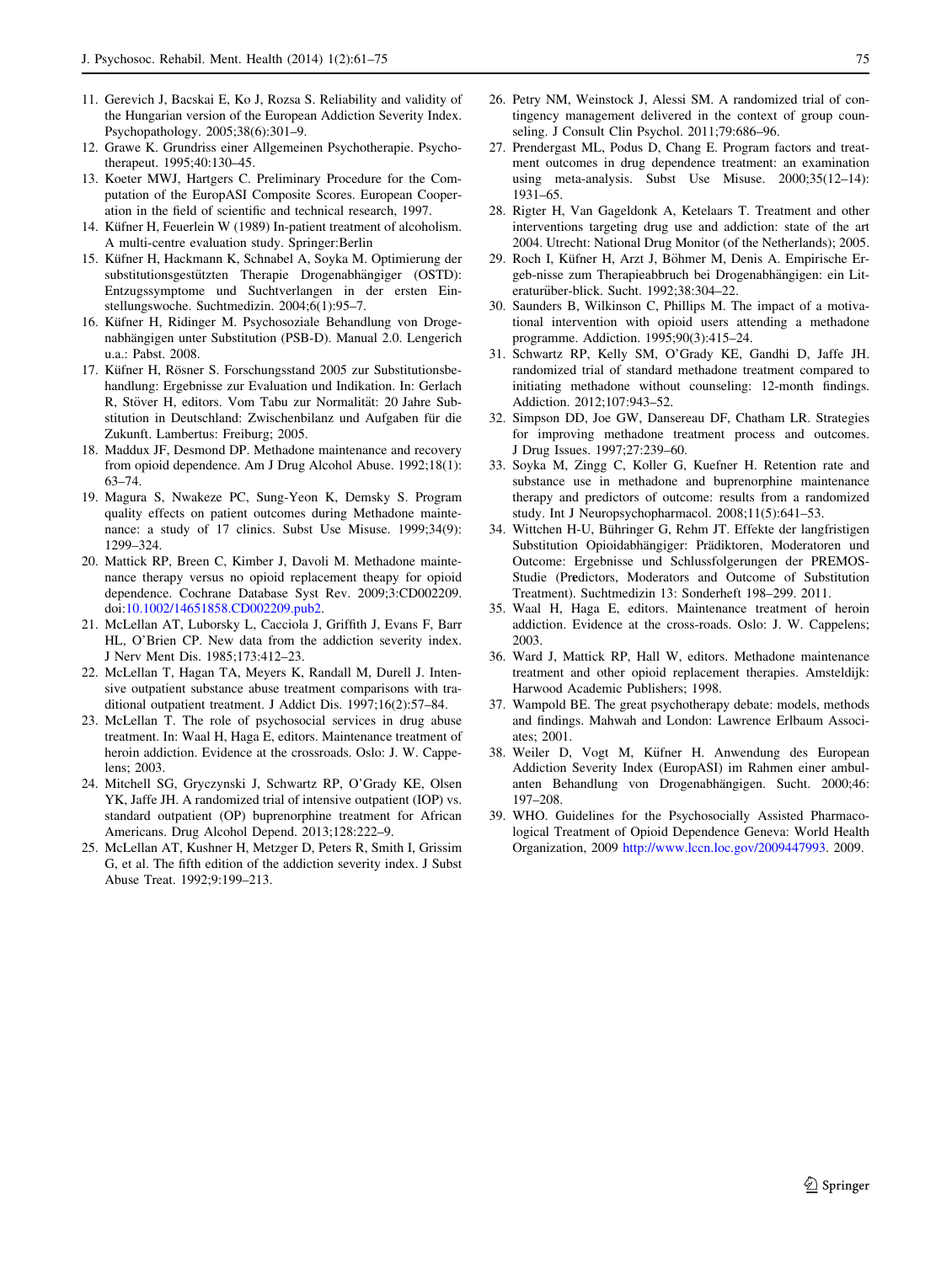11. Gerevich J, Bacskai E, Ko J, Rozsa S. Reliability and validity of the Hungarian version of the European Addiction Severity Index. Psychopathology. 2005;38(6):301–9.
12. Grawe K. Grundriss einer Allgemeinen Psychotherapie. Psychotherapeut. 1995;40:130–45.
13. Koeter MWJ, Hartgers C. Preliminary Procedure for the Computation of the EuropASI Composite Scores. European Cooperation in the field of scientific and technical research, 1997.
14. Küfner H, Feuerlein W (1989) In-patient treatment of alcoholism. A multi-centre evaluation study. Springer:Berlin
15. Küfner H, Hackmann K, Schnabel A, Soyka M. Optimierung der substitutionsgestützten Therapie Drogenabhängiger (OSTD): Entzugssymptome und Suchtverlangen in der ersten Einstellungswoche. Suchtmedizin. 2004;6(1):95–7.
16. Küfner H, Ridinger M. Psychosoziale Behandlung von Drogenabhängigen unter Substitution (PSB-D). Manual 2.0. Lengerich u.a.: Pabst. 2008.
17. Küfner H, Rösner S. Forschungsstand 2005 zur Substitutionsbehandlung: Ergebnisse zur Evaluation und Indikation. In: Gerlach R, Stöver H, editors. Vom Tabu zur Normalität: 20 Jahre Substitution in Deutschland: Zwischenbilanz und Aufgaben für die Zukunft. Lambertus: Freiburg; 2005.
18. Maddux JF, Desmond DP. Methadone maintenance and recovery from opioid dependence. Am J Drug Alcohol Abuse. 1992;18(1): 63–74.
19. Magura S, Nwakeze PC, Sung-Yeon K, Demsky S. Program quality effects on patient outcomes during Methadone maintenance: a study of 17 clinics. Subst Use Misuse. 1999;34(9): 1299–324.
20. Mattick RP, Breen C, Kimber J, Davoli M. Methadone maintenance therapy versus no opioid replacement theapy for opioid dependence. Cochrane Database Syst Rev. 2009;3:CD002209. doi:10.1002/14651858.CD002209.pub2.
21. McLellan AT, Luborsky L, Cacciola J, Griffith J, Evans F, Barr HL, O'Brien CP. New data from the addiction severity index. J Nerv Ment Dis. 1985;173:412–23.
22. McLellan T, Hagan TA, Meyers K, Randall M, Durell J. Intensive outpatient substance abuse treatment comparisons with traditional outpatient treatment. J Addict Dis. 1997;16(2):57–84.
23. McLellan T. The role of psychosocial services in drug abuse treatment. In: Waal H, Haga E, editors. Maintenance treatment of heroin addiction. Evidence at the crossroads. Oslo: J. W. Cappelens; 2003.
24. Mitchell SG, Gryczynski J, Schwartz RP, O'Grady KE, Olsen YK, Jaffe JH. A randomized trial of intensive outpatient (IOP) vs. standard outpatient (OP) buprenorphine treatment for African Americans. Drug Alcohol Depend. 2013;128:222–9.
25. McLellan AT, Kushner H, Metzger D, Peters R, Smith I, Grissim G, et al. The fifth edition of the addiction severity index. J Subst Abuse Treat. 1992;9:199–213.
26. Petry NM, Weinstock J, Alessi SM. A randomized trial of contingency management delivered in the context of group counseling. J Consult Clin Psychol. 2011;79:686–96.
27. Prendergast ML, Podus D, Chang E. Program factors and treatment outcomes in drug dependence treatment: an examination using meta-analysis. Subst Use Misuse. 2000;35(12–14): 1931–65.
28. Rigter H, Van Gageldonk A, Ketelaars T. Treatment and other interventions targeting drug use and addiction: state of the art 2004. Utrecht: National Drug Monitor (of the Netherlands); 2005.
29. Roch I, Küfner H, Arzt J, Böhmer M, Denis A. Empirische Ergeb-nisse zum Therapieabbruch bei Drogenabhängigen: ein Literaturüber-blick. Sucht. 1992;38:304–22.
30. Saunders B, Wilkinson C, Phillips M. The impact of a motivational intervention with opioid users attending a methadone programme. Addiction. 1995;90(3):415–24.
31. Schwartz RP, Kelly SM, O'Grady KE, Gandhi D, Jaffe JH. randomized trial of standard methadone treatment compared to initiating methadone without counseling: 12-month findings. Addiction. 2012;107:943–52.
32. Simpson DD, Joe GW, Dansereau DF, Chatham LR. Strategies for improving methadone treatment process and outcomes. J Drug Issues. 1997;27:239–60.
33. Soyka M, Zingg C, Koller G, Kuefner H. Retention rate and substance use in methadone and buprenorphine maintenance therapy and predictors of outcome: results from a randomized study. Int J Neuropsychopharmacol. 2008;11(5):641–53.
34. Wittchen H-U, Bühringer G, Rehm JT. Effekte der langfristigen Substitution Opioidabhängiger: Prädiktoren, Moderatoren und Outcome: Ergebnisse und Schlussfolgerungen der PREMOS-Studie (Predictors, Moderators and Outcome of Substitution Treatment). Suchtmedizin 13: Sonderheft 198–299. 2011.
35. Waal H, Haga E, editors. Maintenance treatment of heroin addiction. Evidence at the cross-roads. Oslo: J. W. Cappelens; 2003.
36. Ward J, Mattick RP, Hall W, editors. Methadone maintenance treatment and other opioid replacement therapies. Amsteldijk: Harwood Academic Publishers; 1998.
37. Wampold BE. The great psychotherapy debate: models, methods and findings. Mahwah and London: Lawrence Erlbaum Associates; 2001.
38. Weiler D, Vogt M, Küfner H. Anwendung des European Addiction Severity Index (EuropASI) im Rahmen einer ambulanten Behandlung von Drogenabhängigen. Sucht. 2000;46: 197–208.
39. WHO. Guidelines for the Psychosocially Assisted Pharmacological Treatment of Opioid Dependence Geneva: World Health Organization, 2009 http://www.lccn.loc.gov/2009447993. 2009.